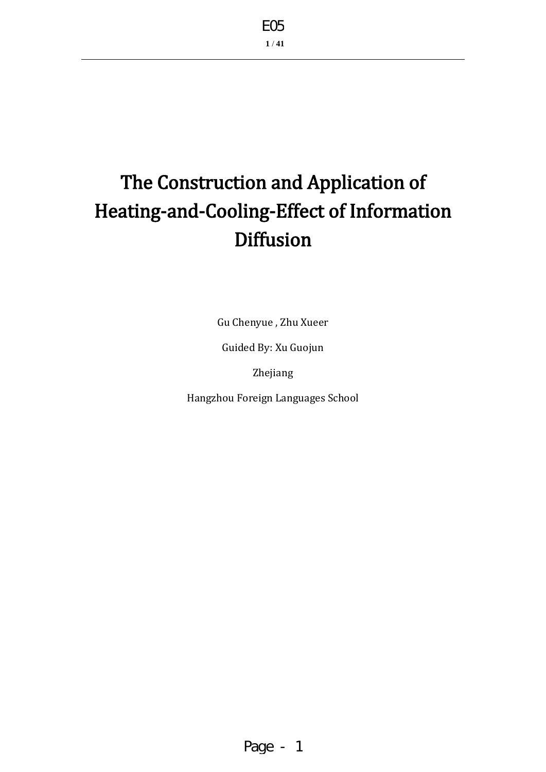# The Construction and Application of Heating-and-Cooling-Effect of Information Diffusion

Gu Chenyue , Zhu Xueer

Guided By: Xu Guojun

Zhejiang

Hangzhou Foreign Languages School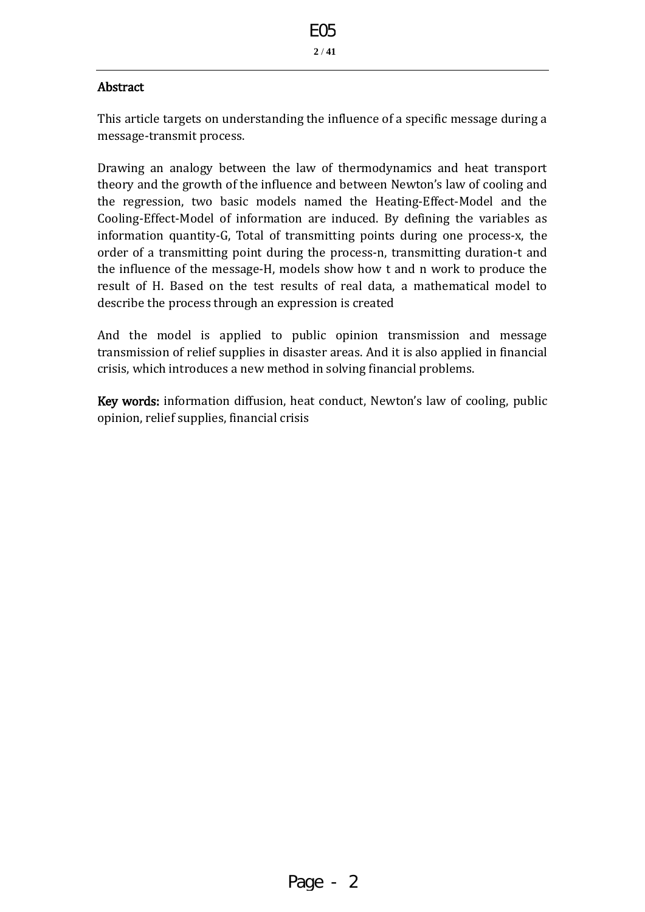## Abstract

This article targets on understanding the influence of a specific message during a message-transmit process.

Drawing an analogy between the law of thermodynamics and heat transport theory and the growth of the influence and between Newton's law of cooling and the regression, two basic models named the Heating-Effect-Model and the Cooling-Effect-Model of information are induced. By defining the variables as information quantity-G, Total of transmitting points during one process-x, the order of a transmitting point during the process-n, transmitting duration-t and the influence of the message-H, models show how t and n work to produce the result of H. Based on the test results of real data, a mathematical model to describe the process through an expression is created

And the model is applied to public opinion transmission and message transmission of relief supplies in disaster areas. And it is also applied in financial crisis, which introduces a new method in solving financial problems.

**Key words:** information diffusion, heat conduct, Newton's law of cooling, public opinion, relief supplies, financial crisis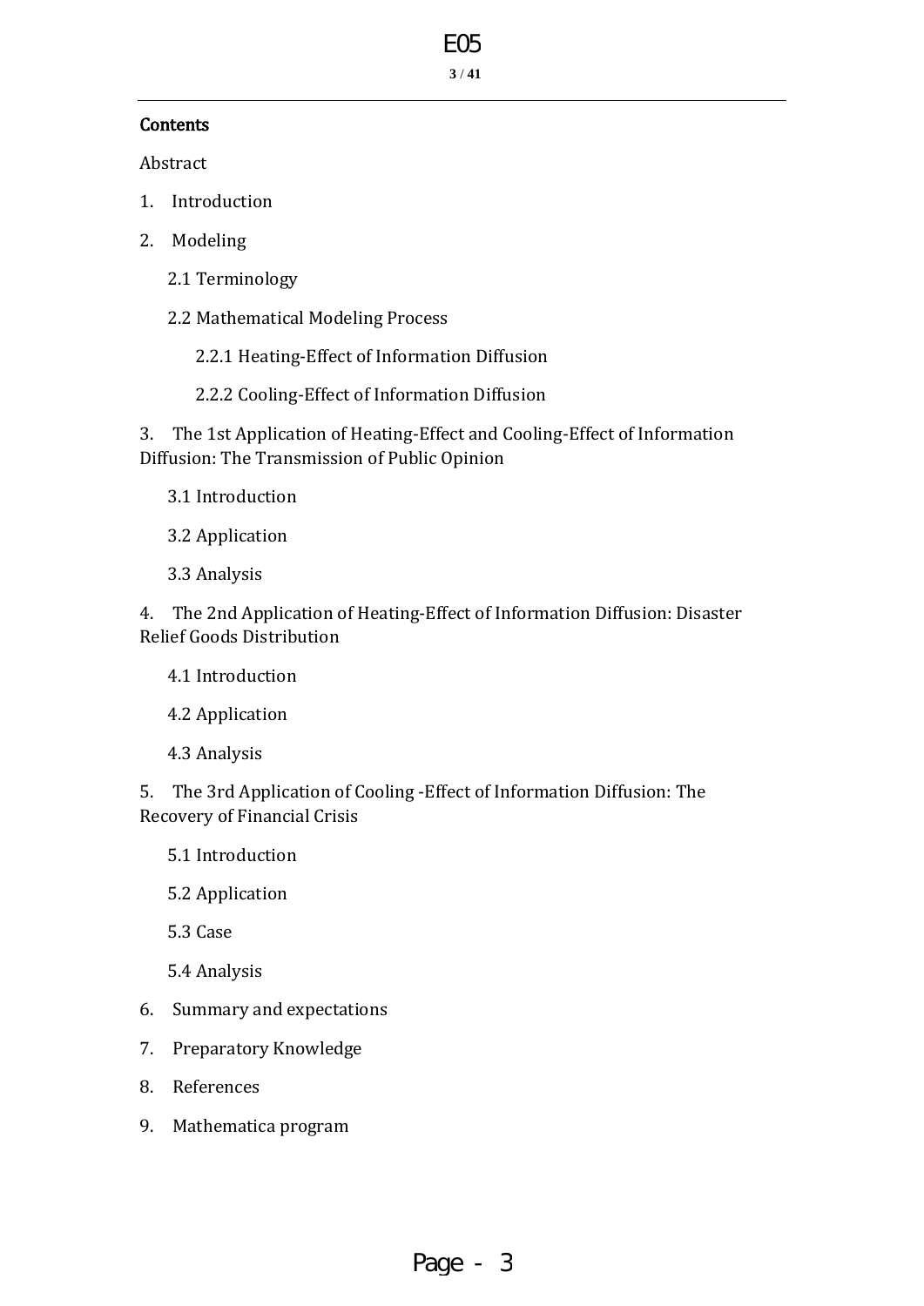**Contents**

Abstract

1. Introduction
2. Modeling

   2.1 Terminology

   2.2 Mathematical Modeling Process

      2.2.1 Heating-Effect of Information Diffusion

      2.2.2 Cooling-Effect of Information Diffusion

3. The 1st Application of Heating-Effect and Cooling-Effect of Information Diffusion: The Transmission of Public Opinion

   3.1 Introduction

   3.2 Application

   3.3 Analysis

4. The 2nd Application of Heating-Effect of Information Diffusion: Disaster Relief Goods Distribution

   4.1 Introduction

   4.2 Application

   4.3 Analysis

5. The 3rd Application of Cooling -Effect of Information Diffusion: The Recovery of Financial Crisis

   5.1 Introduction

   5.2 Application

   5.3 Case

   5.4 Analysis

6. Summary and expectations
7. Preparatory Knowledge
8. References
9. Mathematica program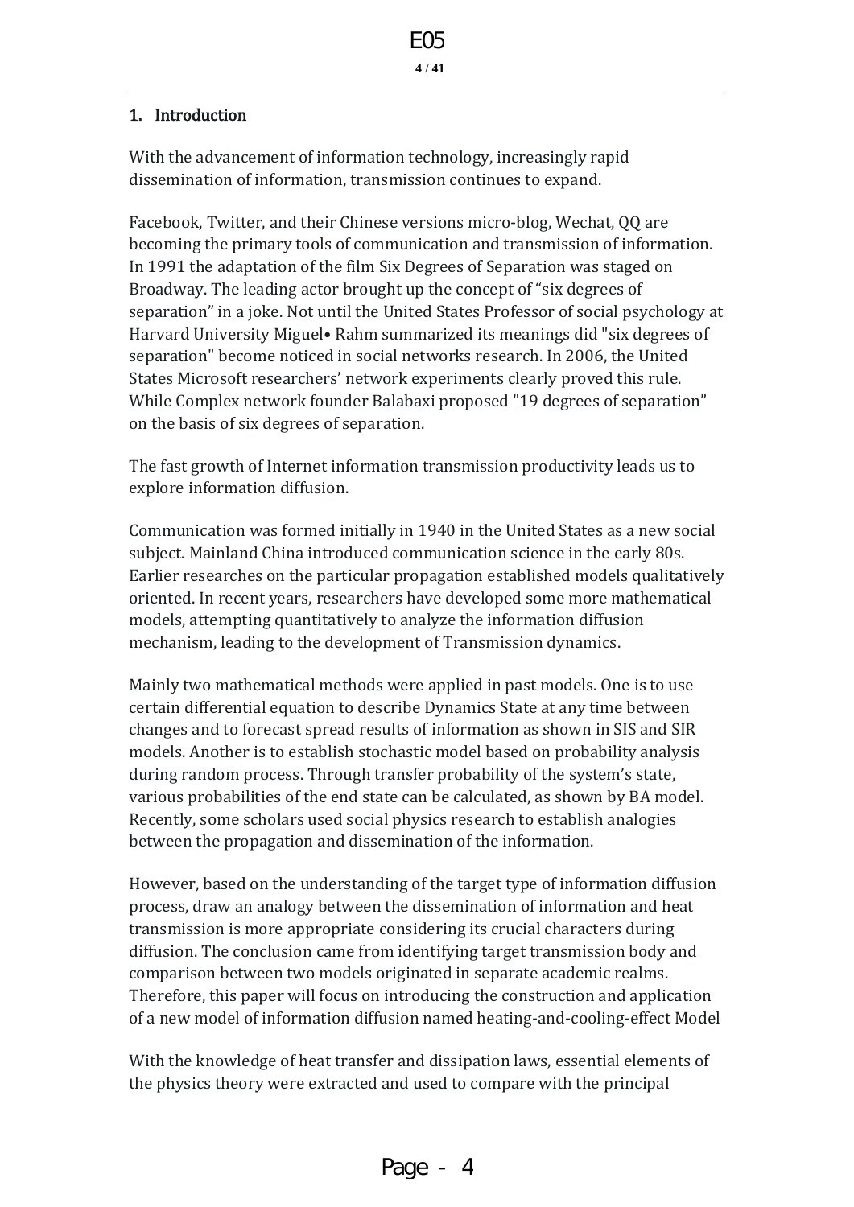## 1. Introduction

With the advancement of information technology, increasingly rapid dissemination of information, transmission continues to expand.

Facebook, Twitter, and their Chinese versions micro-blog, Wechat, QQ are becoming the primary tools of communication and transmission of information. In 1991 the adaptation of the film Six Degrees of Separation was staged on Broadway. The leading actor brought up the concept of "six degrees of separation" in a joke. Not until the United States Professor of social psychology at Harvard University Miguel• Rahm summarized its meanings did "six degrees of separation" become noticed in social networks research. In 2006, the United States Microsoft researchers' network experiments clearly proved this rule. While Complex network founder Balabaxi proposed "19 degrees of separation" on the basis of six degrees of separation.

The fast growth of Internet information transmission productivity leads us to explore information diffusion.

Communication was formed initially in 1940 in the United States as a new social subject. Mainland China introduced communication science in the early 80s. Earlier researches on the particular propagation established models qualitatively oriented. In recent years, researchers have developed some more mathematical models, attempting quantitatively to analyze the information diffusion mechanism, leading to the development of Transmission dynamics.

Mainly two mathematical methods were applied in past models. One is to use certain differential equation to describe Dynamics State at any time between changes and to forecast spread results of information as shown in SIS and SIR models. Another is to establish stochastic model based on probability analysis during random process. Through transfer probability of the system's state, various probabilities of the end state can be calculated, as shown by BA model. Recently, some scholars used social physics research to establish analogies between the propagation and dissemination of the information.

However, based on the understanding of the target type of information diffusion process, draw an analogy between the dissemination of information and heat transmission is more appropriate considering its crucial characters during diffusion. The conclusion came from identifying target transmission body and comparison between two models originated in separate academic realms. Therefore, this paper will focus on introducing the construction and application of a new model of information diffusion named heating-and-cooling-effect Model

With the knowledge of heat transfer and dissipation laws, essential elements of the physics theory were extracted and used to compare with the principal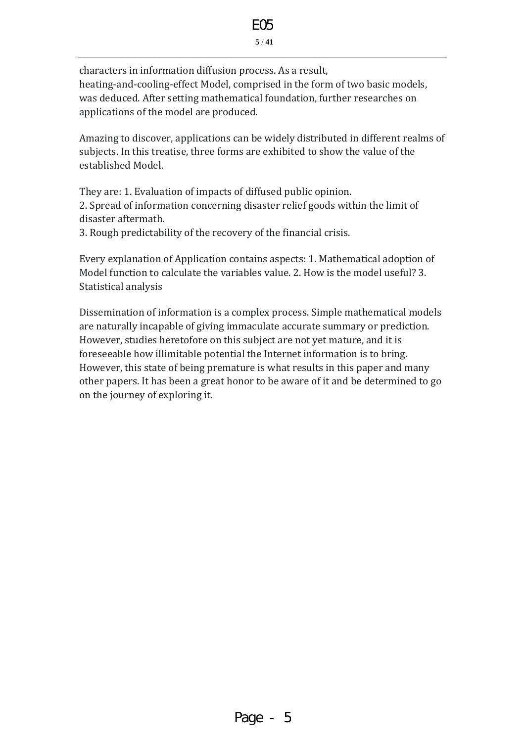characters in information diffusion process. As a result, heating-and-cooling-effect Model, comprised in the form of two basic models, was deduced. After setting mathematical foundation, further researches on applications of the model are produced.

Amazing to discover, applications can be widely distributed in different realms of subjects. In this treatise, three forms are exhibited to show the value of the established Model.

They are: 1. Evaluation of impacts of diffused public opinion.
2. Spread of information concerning disaster relief goods within the limit of disaster aftermath.
3. Rough predictability of the recovery of the financial crisis.

Every explanation of Application contains aspects: 1. Mathematical adoption of Model function to calculate the variables value. 2. How is the model useful? 3. Statistical analysis

Dissemination of information is a complex process. Simple mathematical models are naturally incapable of giving immaculate accurate summary or prediction. However, studies heretofore on this subject are not yet mature, and it is foreseeable how illimitable potential the Internet information is to bring. However, this state of being premature is what results in this paper and many other papers. It has been a great honor to be aware of it and be determined to go on the journey of exploring it.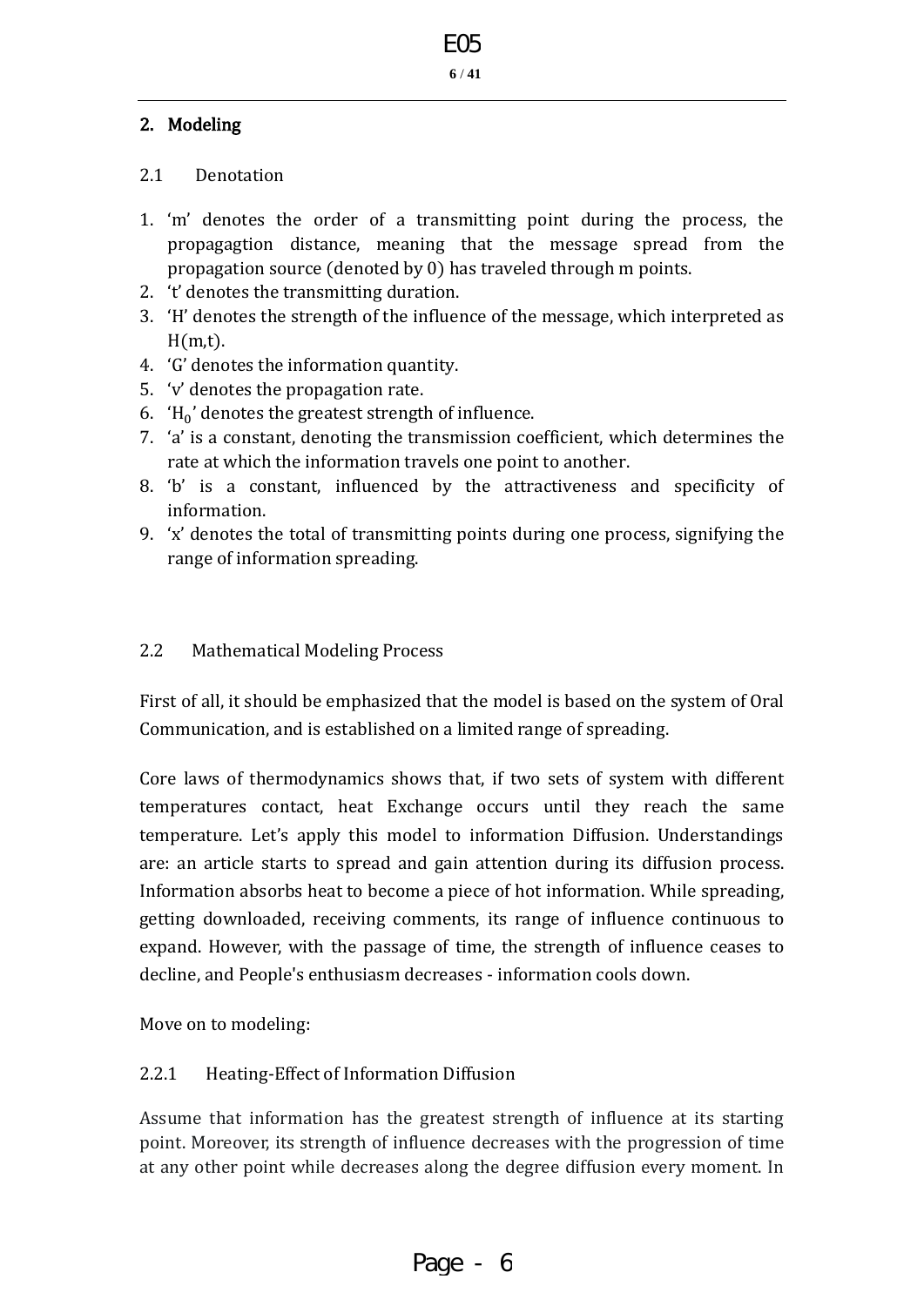## 2. Modeling

### 2.1 Denotation

1. 'm' denotes the order of a transmitting point during the process, the propagagtion distance, meaning that the message spread from the propagation source (denoted by 0) has traveled through m points.
2. 't' denotes the transmitting duration.
3. 'H' denotes the strength of the influence of the message, which interpreted as H(m,t).
4. 'G' denotes the information quantity.
5. 'v' denotes the propagation rate.
6. '$H_0$' denotes the greatest strength of influence.
7. 'a' is a constant, denoting the transmission coefficient, which determines the rate at which the information travels one point to another.
8. 'b' is a constant, influenced by the attractiveness and specificity of information.
9. 'x' denotes the total of transmitting points during one process, signifying the range of information spreading.

### 2.2 Mathematical Modeling Process

First of all, it should be emphasized that the model is based on the system of Oral Communication, and is established on a limited range of spreading.

Core laws of thermodynamics shows that, if two sets of system with different temperatures contact, heat Exchange occurs until they reach the same temperature. Let's apply this model to information Diffusion. Understandings are: an article starts to spread and gain attention during its diffusion process. Information absorbs heat to become a piece of hot information. While spreading, getting downloaded, receiving comments, its range of influence continuous to expand. However, with the passage of time, the strength of influence ceases to decline, and People's enthusiasm decreases - information cools down.

Move on to modeling:

#### 2.2.1 Heating-Effect of Information Diffusion

Assume that information has the greatest strength of influence at its starting point. Moreover, its strength of influence decreases with the progression of time at any other point while decreases along the degree diffusion every moment. In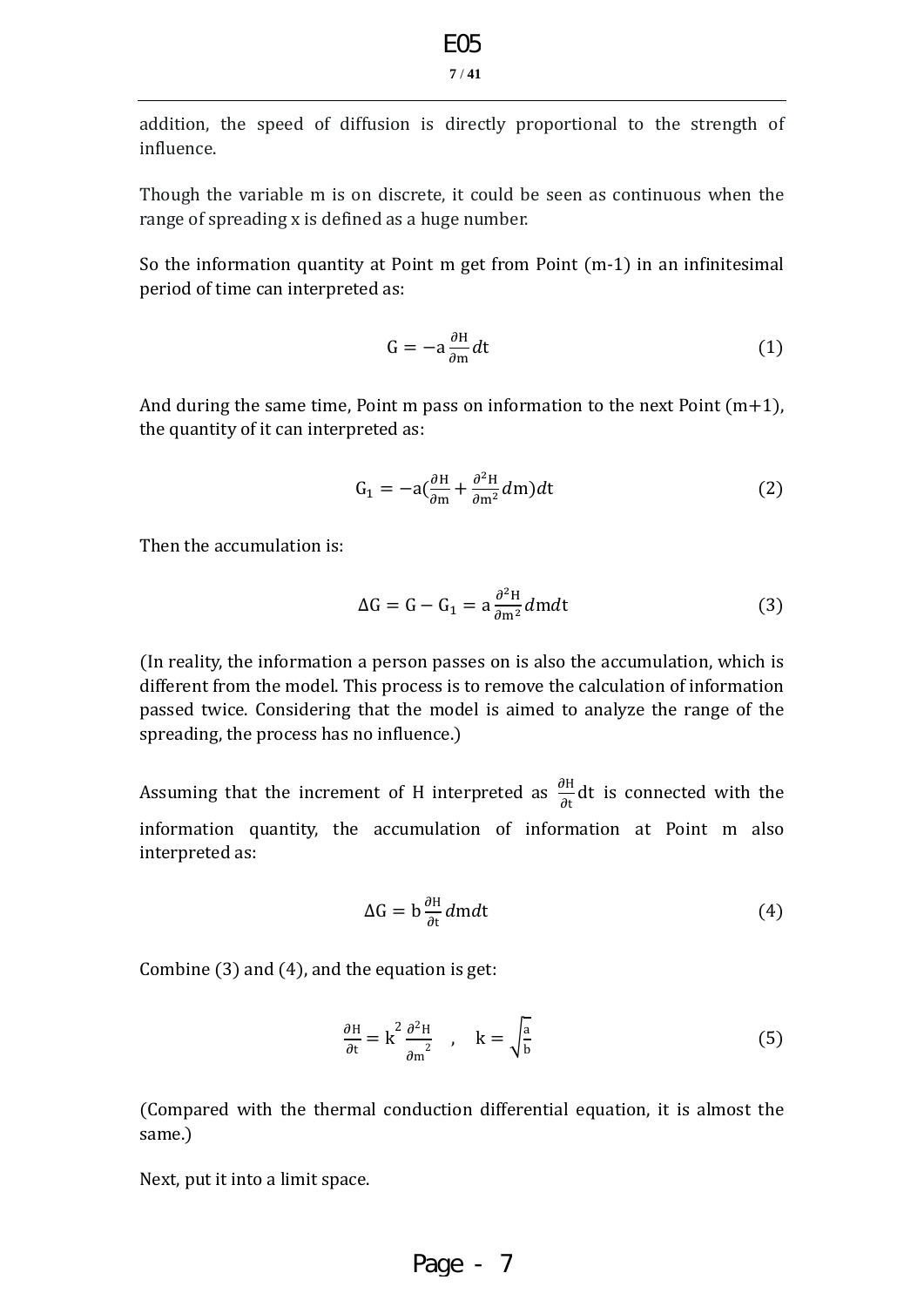addition, the speed of diffusion is directly proportional to the strength of influence.

Though the variable m is on discrete, it could be seen as continuous when the range of spreading x is defined as a huge number.

So the information quantity at Point m get from Point (m-1) in an infinitesimal period of time can interpreted as:

$$G = -a\frac{\partial H}{\partial m}dt \tag{1}$$

And during the same time, Point m pass on information to the next Point (m+1), the quantity of it can interpreted as:

$$G_1 = -a\left(\frac{\partial H}{\partial m} + \frac{\partial^2 H}{\partial m^2}dm\right)dt \tag{2}$$

Then the accumulation is:

$$\Delta G = G - G_1 = a\frac{\partial^2 H}{\partial m^2}dmdt \tag{3}$$

(In reality, the information a person passes on is also the accumulation, which is different from the model. This process is to remove the calculation of information passed twice. Considering that the model is aimed to analyze the range of the spreading, the process has no influence.)

Assuming that the increment of H interpreted as $\frac{\partial H}{\partial t}dt$ is connected with the information quantity, the accumulation of information at Point m also interpreted as:

$$\Delta G = b\frac{\partial H}{\partial t}dmdt \tag{4}$$

Combine (3) and (4), and the equation is get:

$$\frac{\partial H}{\partial t} = k^2\frac{\partial^2 H}{\partial m^2} \quad , \quad k = \sqrt{\frac{a}{b}} \tag{5}$$

(Compared with the thermal conduction differential equation, it is almost the same.)

Next, put it into a limit space.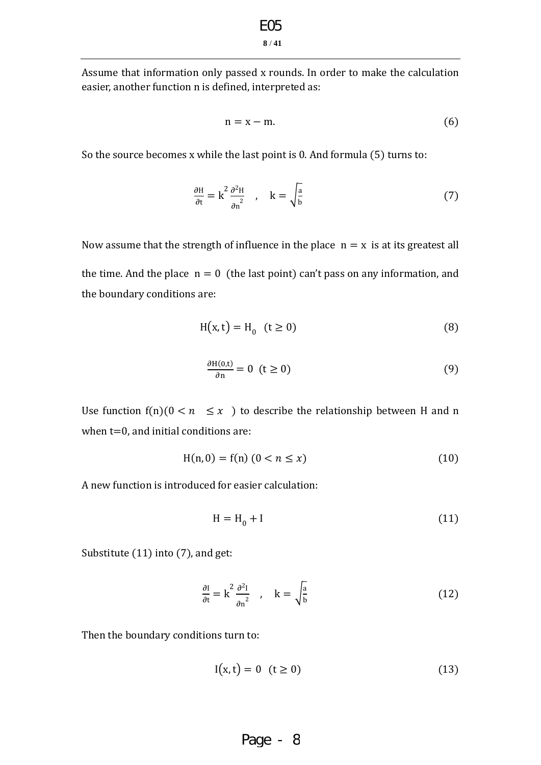Assume that information only passed x rounds. In order to make the calculation easier, another function n is defined, interpreted as:

$$n = x - m. \tag{6}$$

So the source becomes x while the last point is 0. And formula (5) turns to:

$$\frac{\partial H}{\partial t} = k^2 \frac{\partial^2 H}{\partial n^2} \quad , \quad k = \sqrt{\frac{a}{b}} \tag{7}$$

Now assume that the strength of influence in the place $n = x$ is at its greatest all the time. And the place $n = 0$ (the last point) can't pass on any information, and the boundary conditions are:

$$H(x, t) = H_0 \quad (t \geq 0) \tag{8}$$

$$\frac{\partial H(0,t)}{\partial n} = 0 \quad (t \geq 0) \tag{9}$$

Use function $f(n)(0 < n \leq x)$ to describe the relationship between H and n when t=0, and initial conditions are:

$$H(n, 0) = f(n) \ (0 < n \leq x) \tag{10}$$

A new function is introduced for easier calculation:

$$H = H_0 + I \tag{11}$$

Substitute (11) into (7), and get:

$$\frac{\partial I}{\partial t} = k^2 \frac{\partial^2 I}{\partial n^2} \quad , \quad k = \sqrt{\frac{a}{b}} \tag{12}$$

Then the boundary conditions turn to:

$$I(x, t) = 0 \quad (t \geq 0) \tag{13}$$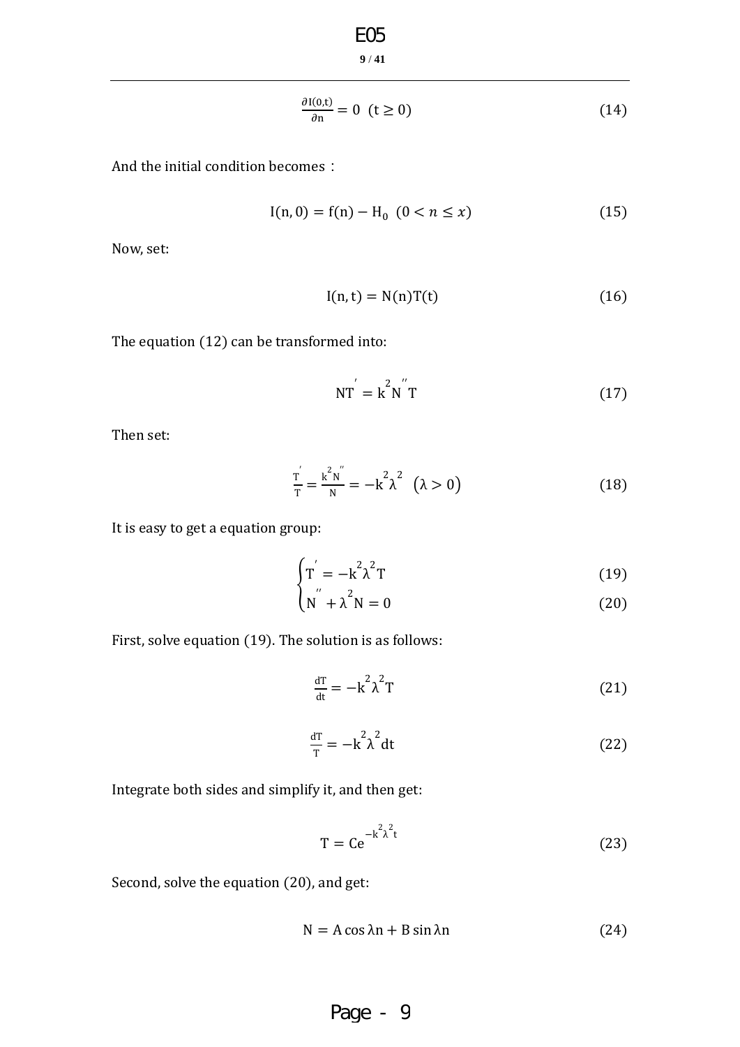$$\frac{\partial I(0,t)}{\partial n} = 0 \quad (t \geq 0) \tag{14}$$

And the initial condition becomes：

$$I(n,0) = f(n) - H_0 \quad (0 < n \leq x) \tag{15}$$

Now, set:

$$I(n,t) = N(n)T(t) \tag{16}$$

The equation (12) can be transformed into:

$$NT' = k^2 N'' T \tag{17}$$

Then set:

$$\frac{T'}{T} = \frac{k^2 N''}{N} = -k^2\lambda^2 \quad (\lambda > 0) \tag{18}$$

It is easy to get a equation group:

$$\begin{cases} T' = -k^2\lambda^2 T & (19) \\ N'' + \lambda^2 N = 0 & (20) \end{cases}$$

First, solve equation (19). The solution is as follows:

$$\frac{dT}{dt} = -k^2\lambda^2 T \tag{21}$$

$$\frac{dT}{T} = -k^2\lambda^2 dt \tag{22}$$

Integrate both sides and simplify it, and then get:

$$T = Ce^{-k^2\lambda^2 t} \tag{23}$$

Second, solve the equation (20), and get:

$$N = A\cos\lambda n + B\sin\lambda n \tag{24}$$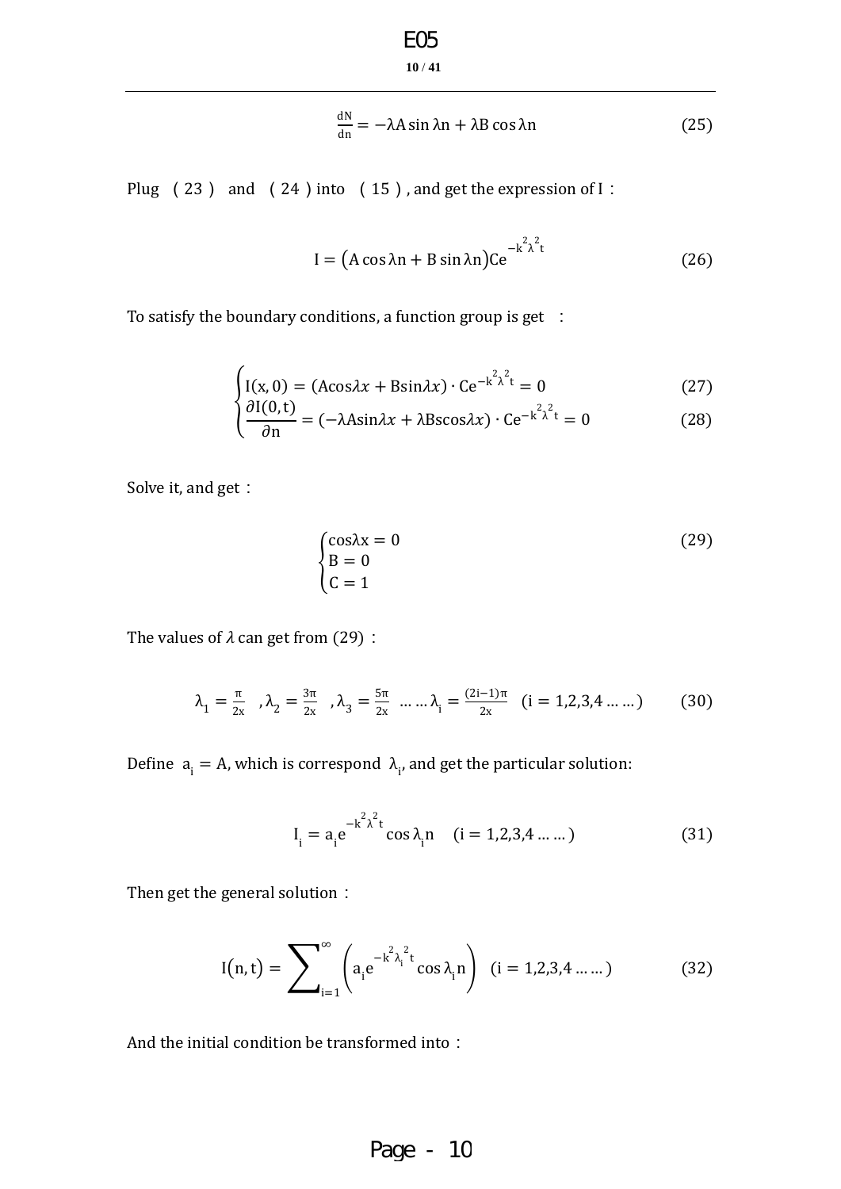$$\frac{dN}{dn} = -\lambda A \sin \lambda n + \lambda B \cos \lambda n \tag{25}$$

Plug （23） and （24）into （15）, and get the expression of I：

$$I = \left(A \cos \lambda n + B \sin \lambda n\right) C e^{-k^2 \lambda^2 t} \tag{26}$$

To satisfy the boundary conditions, a function group is get ：

$$\begin{cases} I(x,0) = (A\cos\lambda x + B\sin\lambda x) \cdot Ce^{-k^2\lambda^2 t} = 0 & (27) \\ \dfrac{\partial I(0,t)}{\partial n} = (-\lambda A\sin\lambda x + \lambda B\cos\lambda x) \cdot Ce^{-k^2\lambda^2 t} = 0 & (28) \end{cases}$$

Solve it, and get：

$$\begin{cases} \cos\lambda x = 0 \\ B = 0 \\ C = 1 \end{cases} \tag{29}$$

The values of $\lambda$ can get from (29)：

$$\lambda_1 = \frac{\pi}{2x} \quad ,\lambda_2 = \frac{3\pi}{2x} \quad ,\lambda_3 = \frac{5\pi}{2x} \;\ldots\ldots \lambda_i = \frac{(2i-1)\pi}{2x} \quad (i = 1,2,3,4 \ldots\ldots) \tag{30}$$

Define $a_i = A$, which is correspond $\lambda_i$, and get the particular solution:

$$I_i = a_i e^{-k^2\lambda^2 t} \cos \lambda_i n \quad (i = 1,2,3,4 \ldots\ldots) \tag{31}$$

Then get the general solution：

$$I(n,t) = \sum_{i=1}^{\infty} \left( a_i e^{-k^2\lambda_i^2 t} \cos \lambda_i n \right) \quad (i = 1,2,3,4 \ldots\ldots) \tag{32}$$

And the initial condition be transformed into：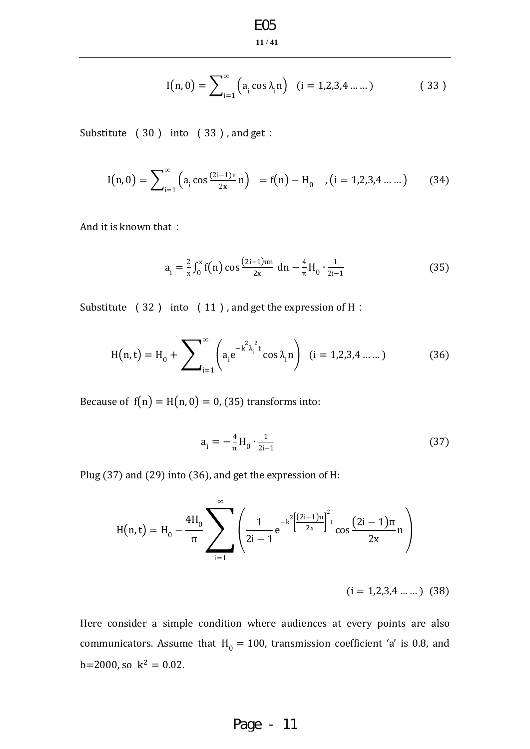$$I(n,0)=\sum_{i=1}^{\infty}\left(a_i\cos\lambda_i n\right)\quad(i=1,2,3,4\ldots\ldots)\tag{33}$$

Substitute （30） into （33）, and get：

$$I(n,0)=\sum_{i=1}^{\infty}\left(a_i\cos\frac{(2i-1)\pi}{2x}n\right)\ =f(n)-H_0\quad,(i=1,2,3,4\ldots\ldots)\tag{34}$$

And it is known that：

$$a_i=\frac{2}{x}\int_0^x f(n)\cos\frac{(2i-1)\pi n}{2x}\,dn-\frac{4}{\pi}H_0\cdot\frac{1}{2i-1}\tag{35}$$

Substitute （32） into （11）, and get the expression of H：

$$H(n,t)=H_0+\sum_{i=1}^{\infty}\left(a_i e^{-k^2\lambda_i^2 t}\cos\lambda_i n\right)\quad(i=1,2,3,4\ldots\ldots)\tag{36}$$

Because of $f(n)=H(n,0)=0$, (35) transforms into:

$$a_i=-\frac{4}{\pi}H_0\cdot\frac{1}{2i-1}\tag{37}$$

Plug (37) and (29) into (36), and get the expression of H:

$$H(n,t)=H_0-\frac{4H_0}{\pi}\sum_{i=1}^{\infty}\left(\frac{1}{2i-1}e^{-k^2\left[\frac{(2i-1)\pi}{2x}\right]^2 t}\cos\frac{(2i-1)\pi}{2x}n\right)$$

$$(i=1,2,3,4\ldots\ldots)\tag{38}$$

Here consider a simple condition where audiences at every points are also communicators. Assume that $H_0=100$, transmission coefficient ‘a’ is 0.8, and b=2000, so $k^2=0.02$.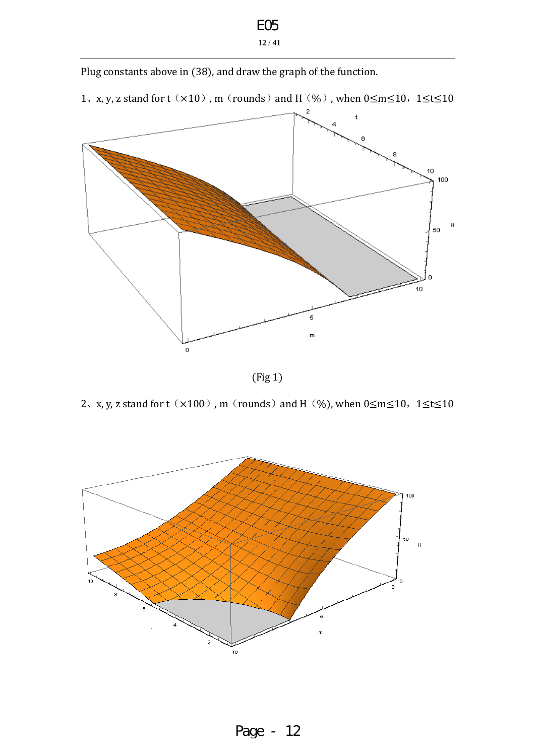Plug constants above in (38), and draw the graph of the function.

1、x, y, z stand for t（×10）, m（rounds）and H（%）, when $0 \leq m \leq 10$，$1 \leq t \leq 10$

(Fig 1)

2、x, y, z stand for t（×100）, m（rounds）and H（%), when $0 \leq m \leq 10$，$1 \leq t \leq 10$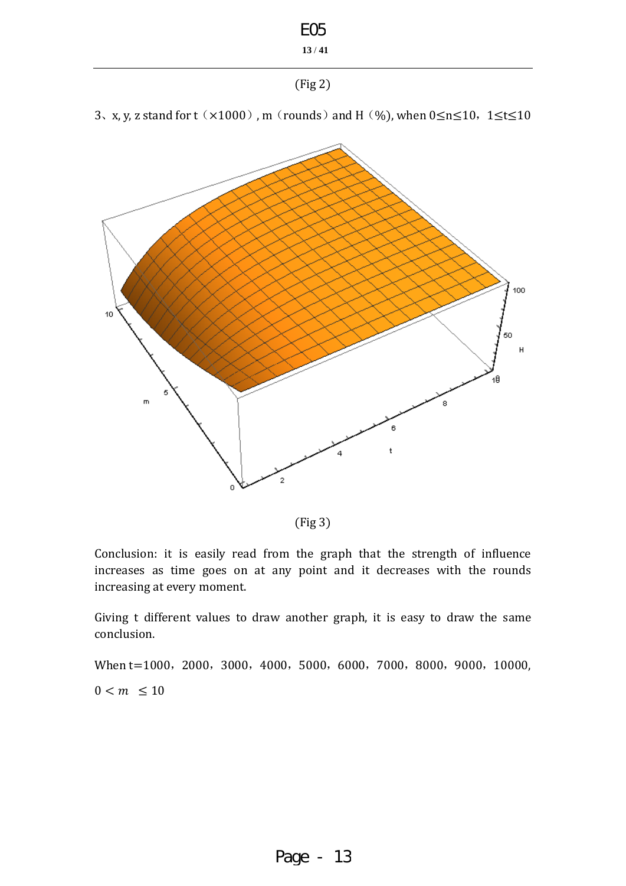(Fig 2)

3、x, y, z stand for t（×1000）, m（rounds）and H（%), when $0 \leq n \leq 10$，$1 \leq t \leq 10$

(Fig 3)

Conclusion: it is easily read from the graph that the strength of influence increases as time goes on at any point and it decreases with the rounds increasing at every moment.

Giving t different values to draw another graph, it is easy to draw the same conclusion.

When t=1000，2000，3000，4000，5000，6000，7000，8000，9000，10000,

$0 < m \leq 10$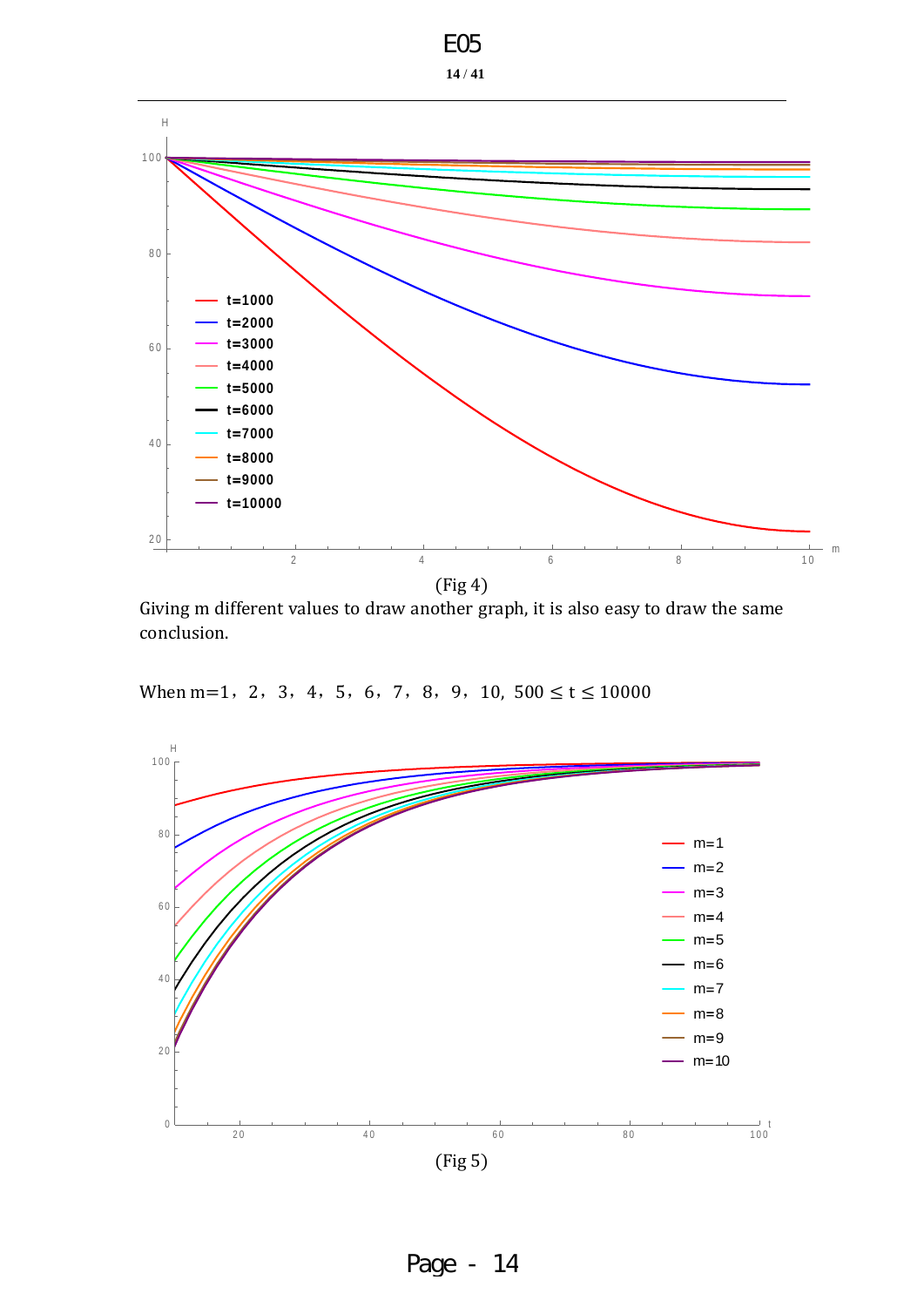(Fig 4)

Giving m different values to draw another graph, it is also easy to draw the same conclusion.

When m=1，2，3，4，5，6，7，8，9，10, $500 \leq t \leq 10000$

(Fig 5)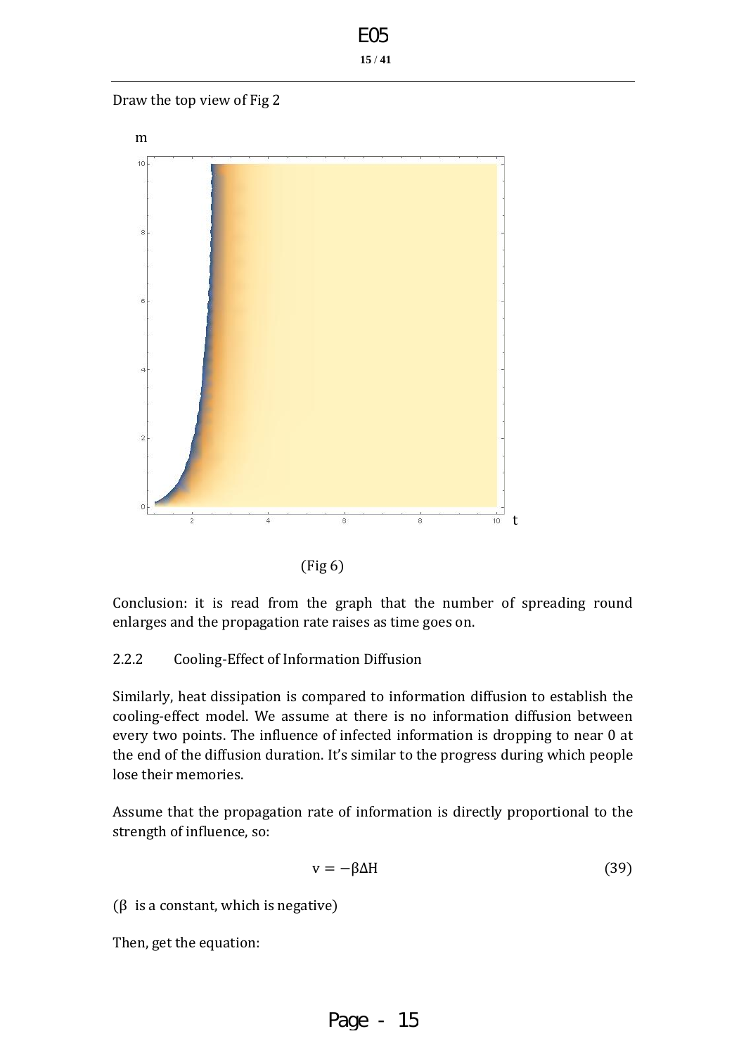Draw the top view of Fig 2

(Fig 6)

Conclusion: it is read from the graph that the number of spreading round enlarges and the propagation rate raises as time goes on.

### 2.2.2 Cooling-Effect of Information Diffusion

Similarly, heat dissipation is compared to information diffusion to establish the cooling-effect model. We assume at there is no information diffusion between every two points. The influence of infected information is dropping to near 0 at the end of the diffusion duration. It's similar to the progress during which people lose their memories.

Assume that the propagation rate of information is directly proportional to the strength of influence, so:

$$v = -\beta \Delta H \tag{39}$$

($\beta$ is a constant, which is negative)

Then, get the equation: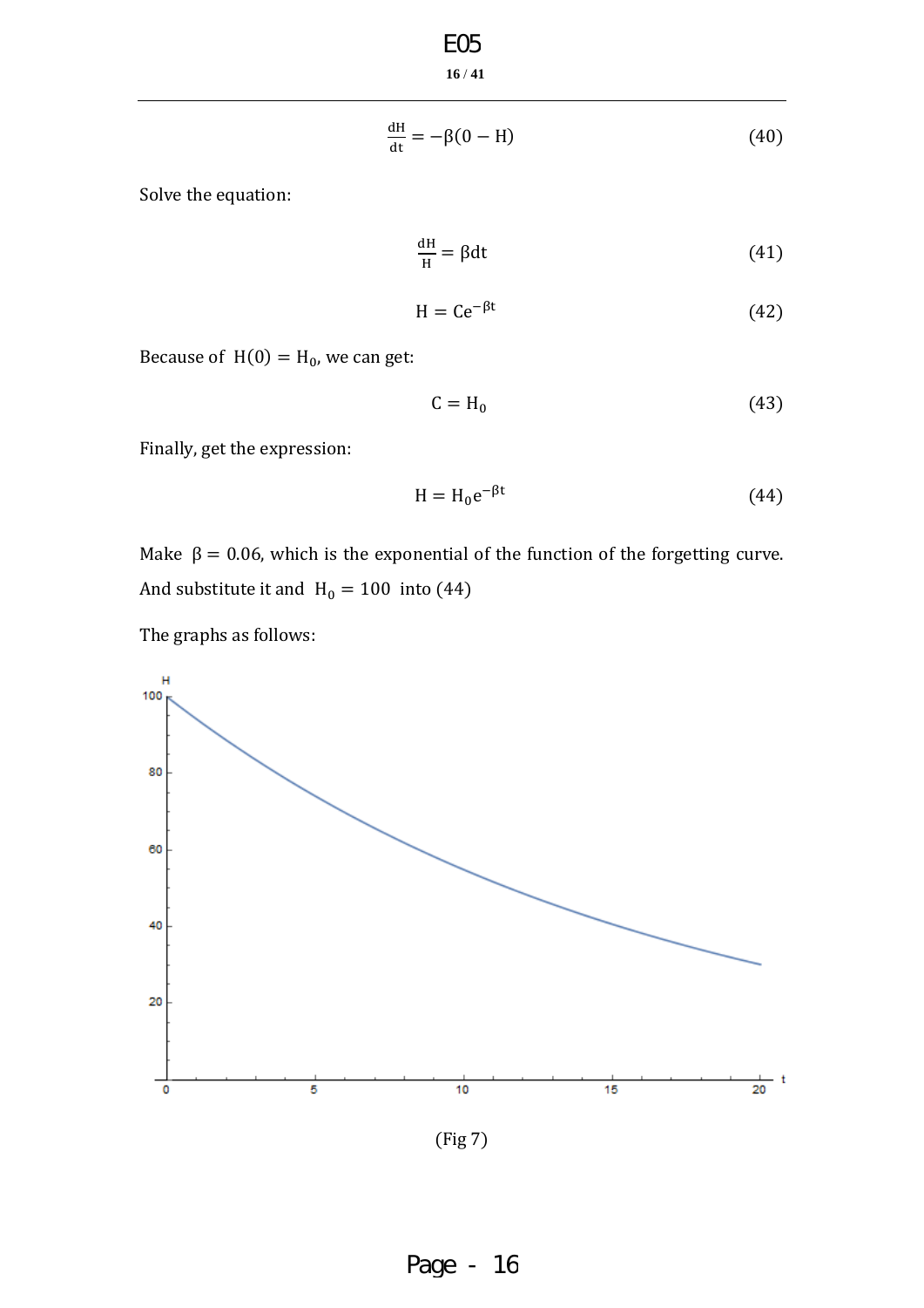$$\frac{dH}{dt} = -\beta(0 - H) \tag{40}$$

Solve the equation:

$$\frac{dH}{H} = \beta dt \tag{41}$$

$$H = Ce^{-\beta t} \tag{42}$$

Because of $H(0) = H_0$, we can get:

$$C = H_0 \tag{43}$$

Finally, get the expression:

$$H = H_0 e^{-\beta t} \tag{44}$$

Make $\beta = 0.06$, which is the exponential of the function of the forgetting curve. And substitute it and $H_0 = 100$ into (44)

The graphs as follows:

(Fig 7)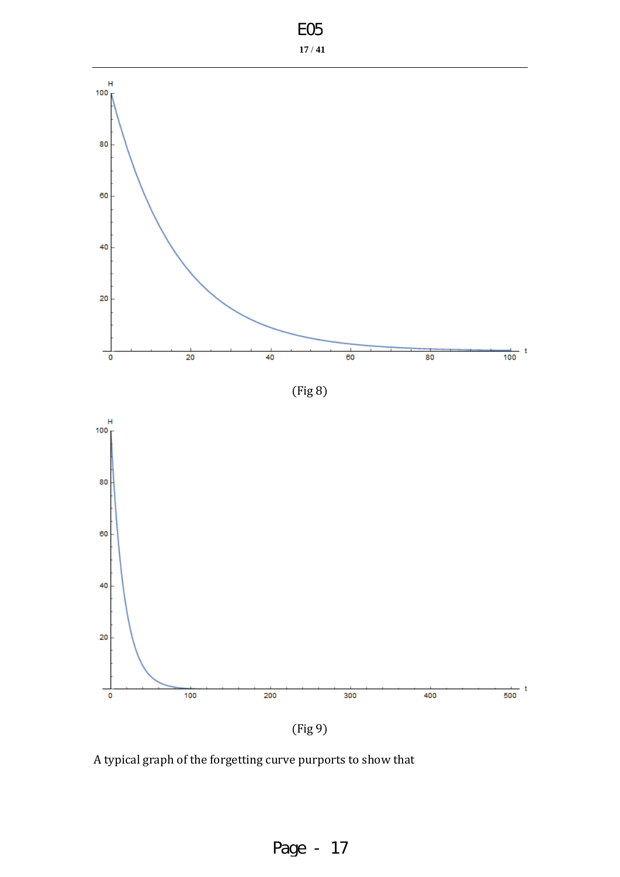(Fig 8)

(Fig 9)

A typical graph of the forgetting curve purports to show that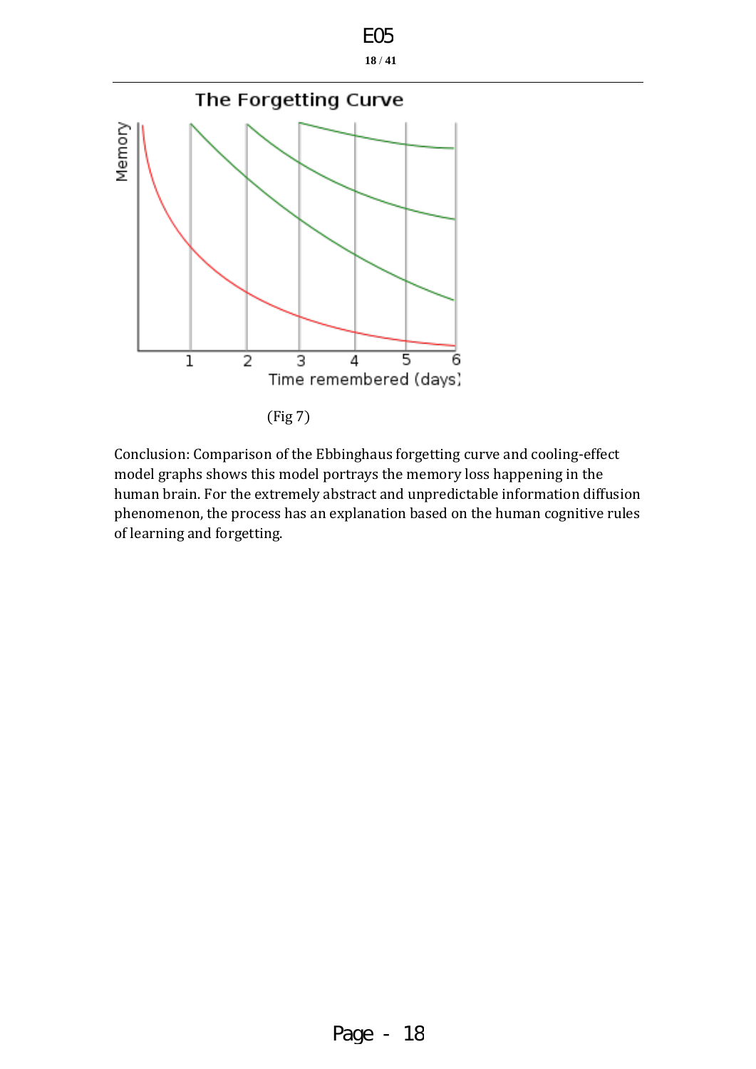The Forgetting Curve

(Fig 7)

Conclusion: Comparison of the Ebbinghaus forgetting curve and cooling-effect model graphs shows this model portrays the memory loss happening in the human brain. For the extremely abstract and unpredictable information diffusion phenomenon, the process has an explanation based on the human cognitive rules of learning and forgetting.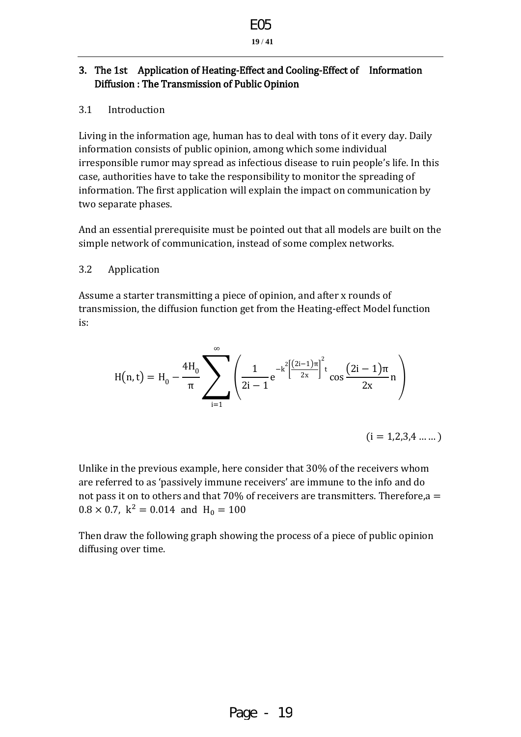## 3. The 1st Application of Heating-Effect and Cooling-Effect of Information Diffusion : The Transmission of Public Opinion

### 3.1 Introduction

Living in the information age, human has to deal with tons of it every day. Daily information consists of public opinion, among which some individual irresponsible rumor may spread as infectious disease to ruin people's life. In this case, authorities have to take the responsibility to monitor the spreading of information. The first application will explain the impact on communication by two separate phases.

And an essential prerequisite must be pointed out that all models are built on the simple network of communication, instead of some complex networks.

### 3.2 Application

Assume a starter transmitting a piece of opinion, and after x rounds of transmission, the diffusion function get from the Heating-effect Model function is:

$$H(n,t) = H_0 - \frac{4H_0}{\pi}\sum_{i=1}^{\infty}\left(\frac{1}{2i-1}e^{-k^2\left[\frac{(2i-1)\pi}{2x}\right]^2 t}\cos\frac{(2i-1)\pi}{2x}n\right)$$

$$(i = 1,2,3,4 \ldots\ldots)$$

Unlike in the previous example, here consider that 30% of the receivers whom are referred to as 'passively immune receivers' are immune to the info and do not pass it on to others and that 70% of receivers are transmitters. Therefore, $a = 0.8 \times 0.7$, $k^2 = 0.014$ and $H_0 = 100$

Then draw the following graph showing the process of a piece of public opinion diffusing over time.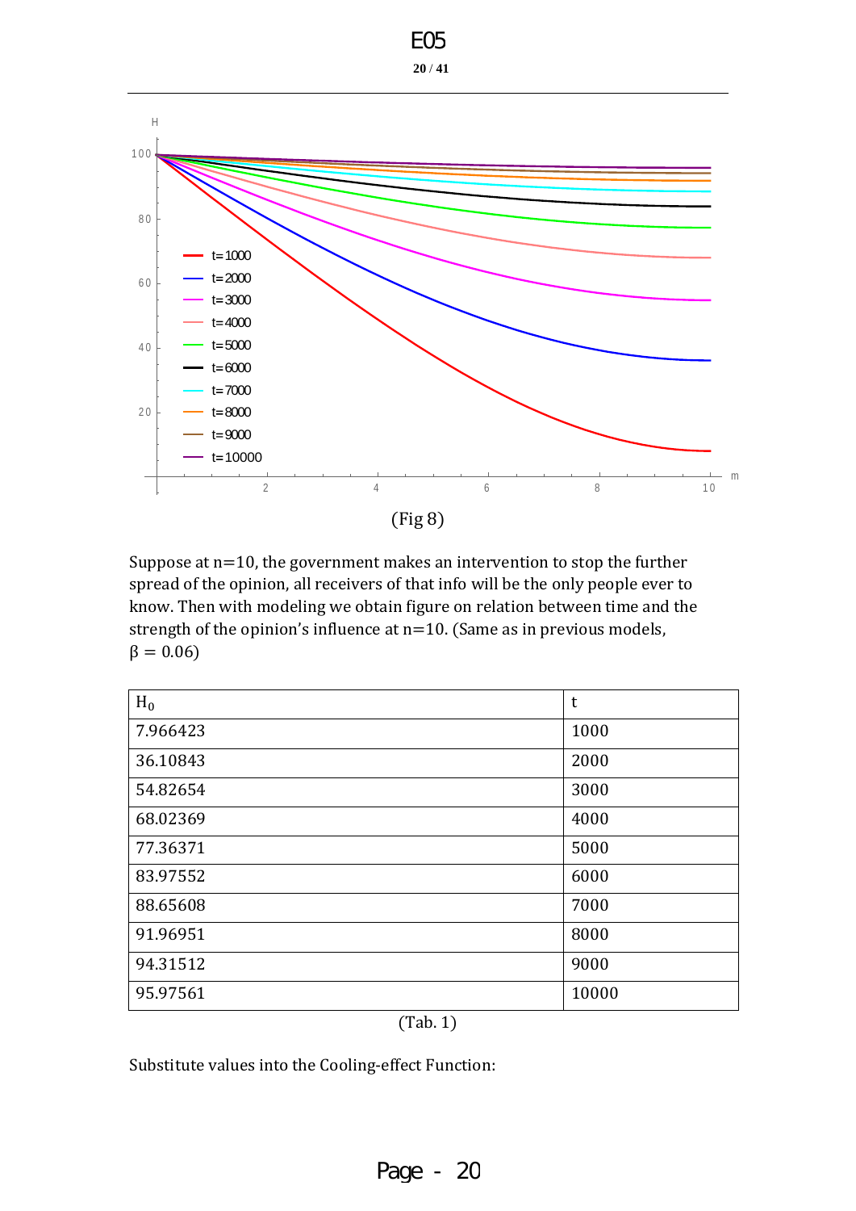(Fig 8)

Suppose at n=10, the government makes an intervention to stop the further spread of the opinion, all receivers of that info will be the only people ever to know. Then with modeling we obtain figure on relation between time and the strength of the opinion's influence at n=10. (Same as in previous models, $\beta = 0.06$)

| $H_0$ | t |
|---|---|
| 7.966423 | 1000 |
| 36.10843 | 2000 |
| 54.82654 | 3000 |
| 68.02369 | 4000 |
| 77.36371 | 5000 |
| 83.97552 | 6000 |
| 88.65608 | 7000 |
| 91.96951 | 8000 |
| 94.31512 | 9000 |
| 95.97561 | 10000 |

(Tab. 1)

Substitute values into the Cooling-effect Function: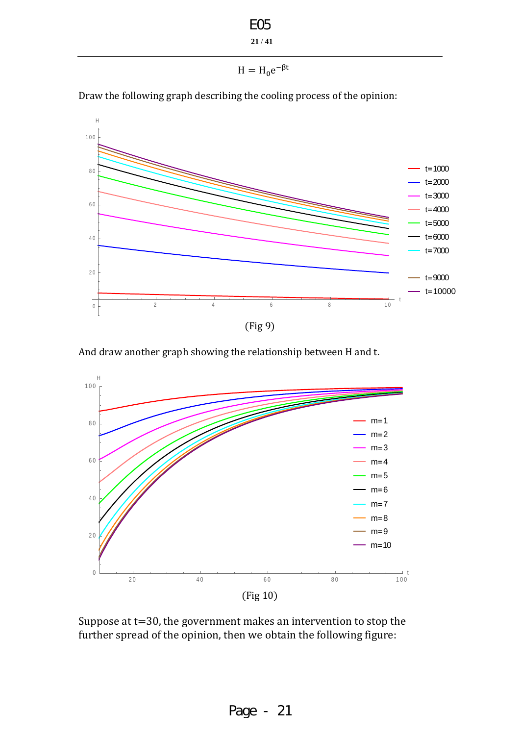$$H = H_0 e^{-\beta t}$$

Draw the following graph describing the cooling process of the opinion:

(Fig 9)

And draw another graph showing the relationship between H and t.

(Fig 10)

Suppose at t=30, the government makes an intervention to stop the further spread of the opinion, then we obtain the following figure: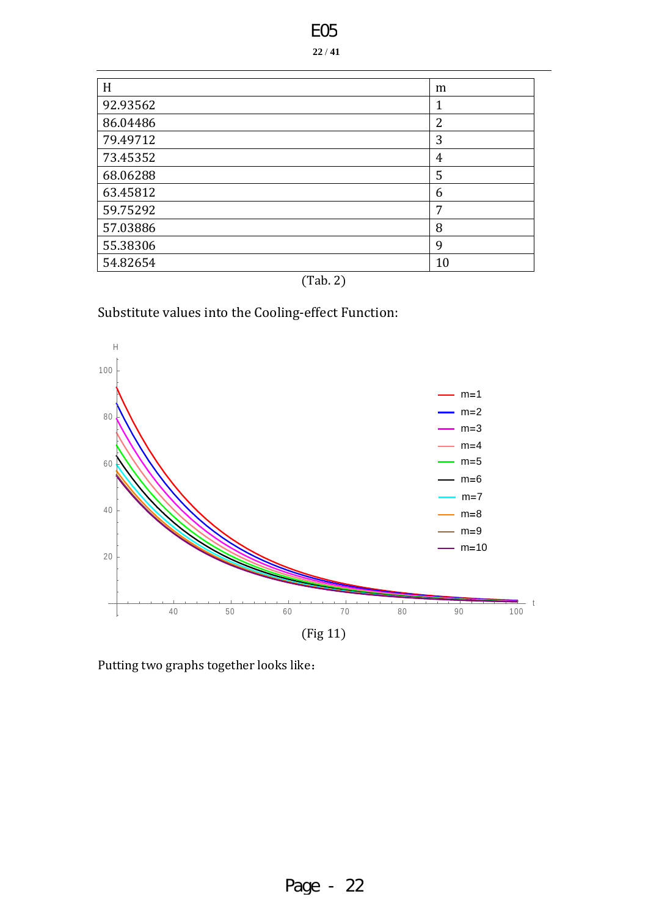| H | m |
| --- | --- |
| 92.93562 | 1 |
| 86.04486 | 2 |
| 79.49712 | 3 |
| 73.45352 | 4 |
| 68.06288 | 5 |
| 63.45812 | 6 |
| 59.75292 | 7 |
| 57.03886 | 8 |
| 55.38306 | 9 |
| 54.82654 | 10 |

(Tab. 2)

Substitute values into the Cooling-effect Function:

(Fig 11)

Putting two graphs together looks like：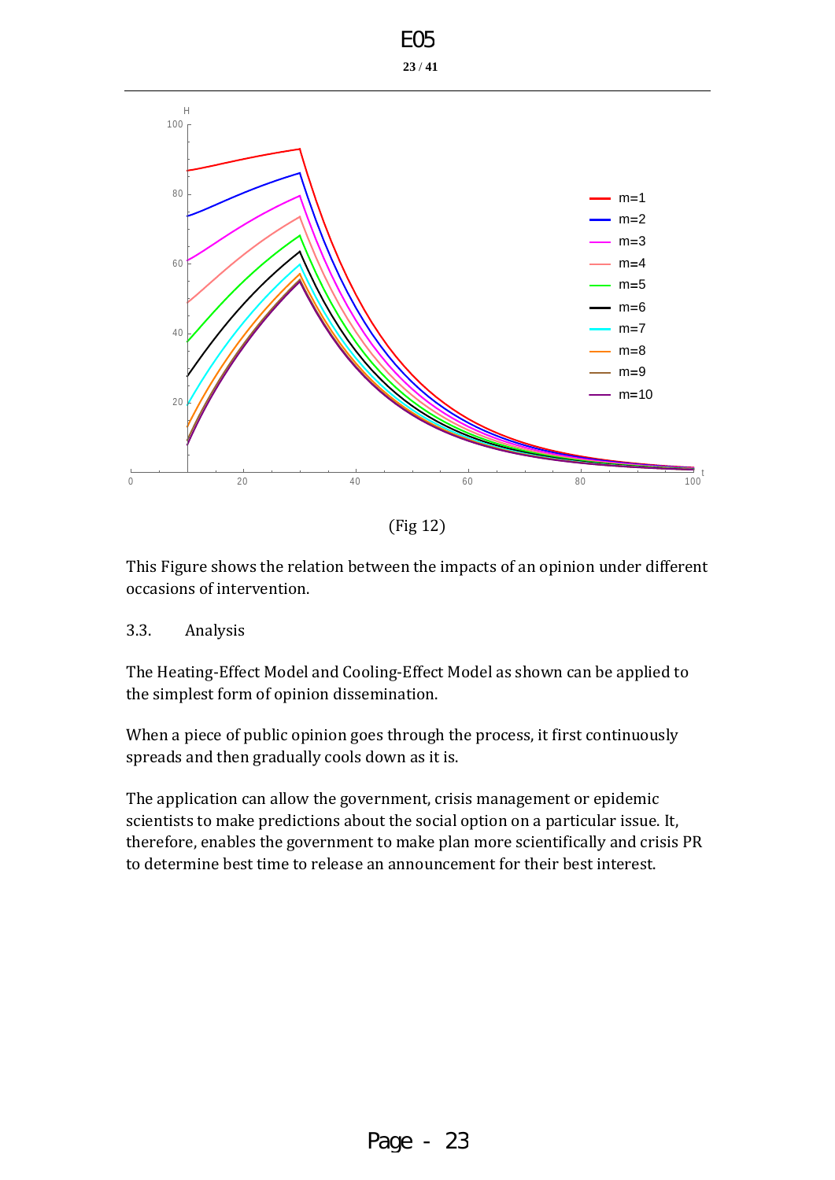(Fig 12)

This Figure shows the relation between the impacts of an opinion under different occasions of intervention.

## 3.3. Analysis

The Heating-Effect Model and Cooling-Effect Model as shown can be applied to the simplest form of opinion dissemination.

When a piece of public opinion goes through the process, it first continuously spreads and then gradually cools down as it is.

The application can allow the government, crisis management or epidemic scientists to make predictions about the social option on a particular issue. It, therefore, enables the government to make plan more scientifically and crisis PR to determine best time to release an announcement for their best interest.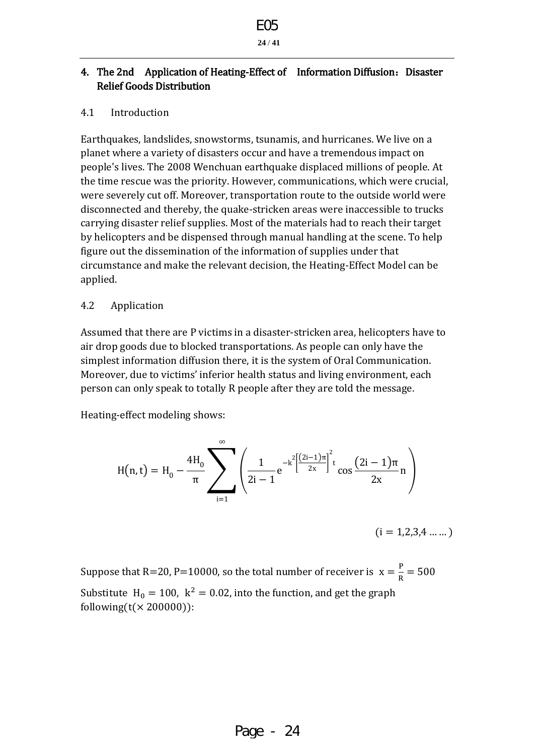## 4. The 2nd Application of Heating-Effect of Information Diffusion: Disaster Relief Goods Distribution

### 4.1 Introduction

Earthquakes, landslides, snowstorms, tsunamis, and hurricanes. We live on a planet where a variety of disasters occur and have a tremendous impact on people's lives. The 2008 Wenchuan earthquake displaced millions of people. At the time rescue was the priority. However, communications, which were crucial, were severely cut off. Moreover, transportation route to the outside world were disconnected and thereby, the quake-stricken areas were inaccessible to trucks carrying disaster relief supplies. Most of the materials had to reach their target by helicopters and be dispensed through manual handling at the scene. To help figure out the dissemination of the information of supplies under that circumstance and make the relevant decision, the Heating-Effect Model can be applied.

### 4.2 Application

Assumed that there are P victims in a disaster-stricken area, helicopters have to air drop goods due to blocked transportations. As people can only have the simplest information diffusion there, it is the system of Oral Communication. Moreover, due to victims' inferior health status and living environment, each person can only speak to totally R people after they are told the message.

Heating-effect modeling shows:

$$H(n,t) = H_0 - \frac{4H_0}{\pi}\sum_{i=1}^{\infty}\left(\frac{1}{2i-1}e^{-k^2\left[\frac{(2i-1)\pi}{2x}\right]^2 t}\cos\frac{(2i-1)\pi}{2x}n\right)$$

$$(i = 1,2,3,4 \ldots\ldots)$$

Suppose that R=20, P=10000, so the total number of receiver is $x = \frac{P}{R} = 500$

Substitute $H_0 = 100$, $k^2 = 0.02$, into the function, and get the graph following($t(\times 200000)$):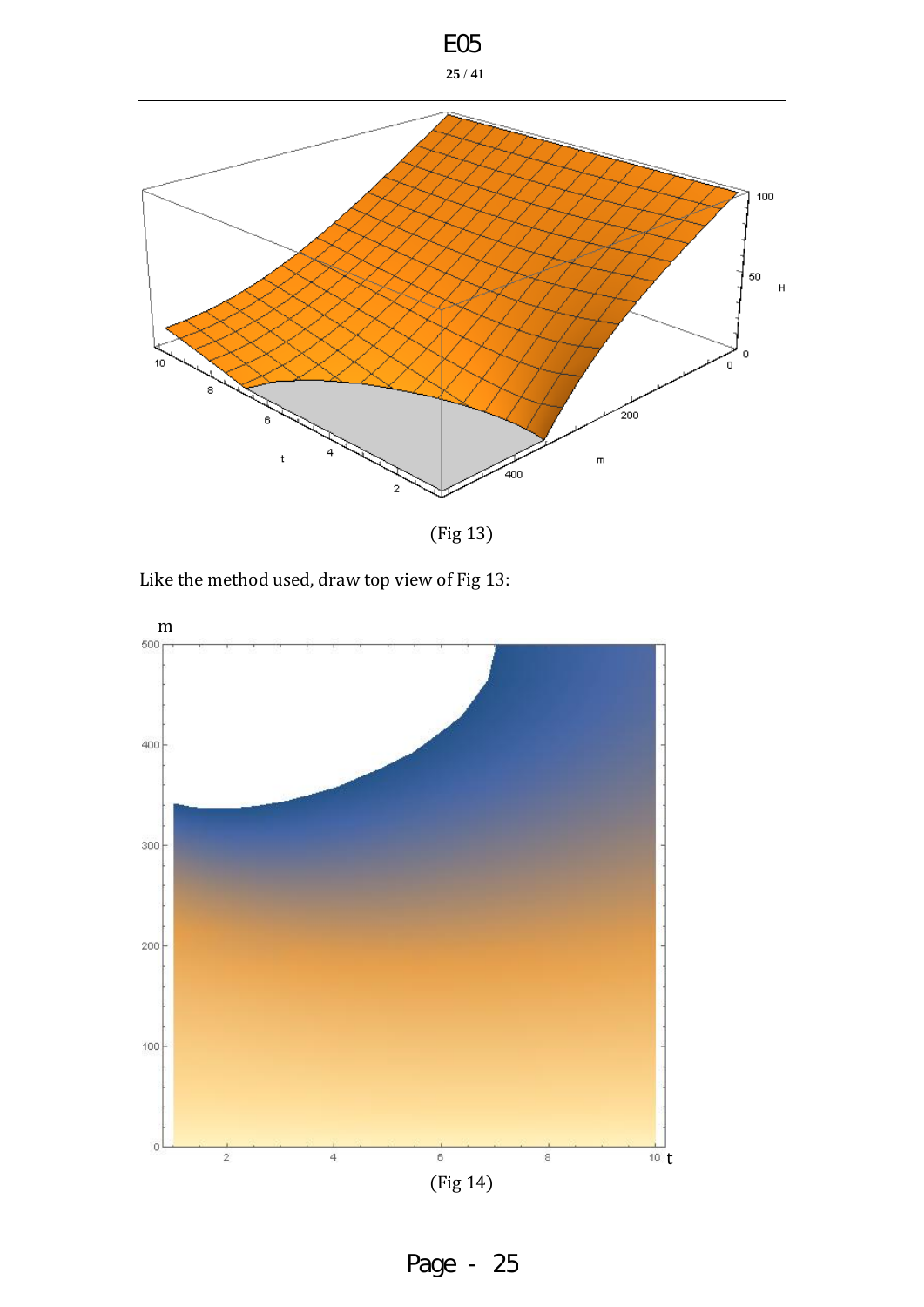(Fig 13)

Like the method used, draw top view of Fig 13:

(Fig 14)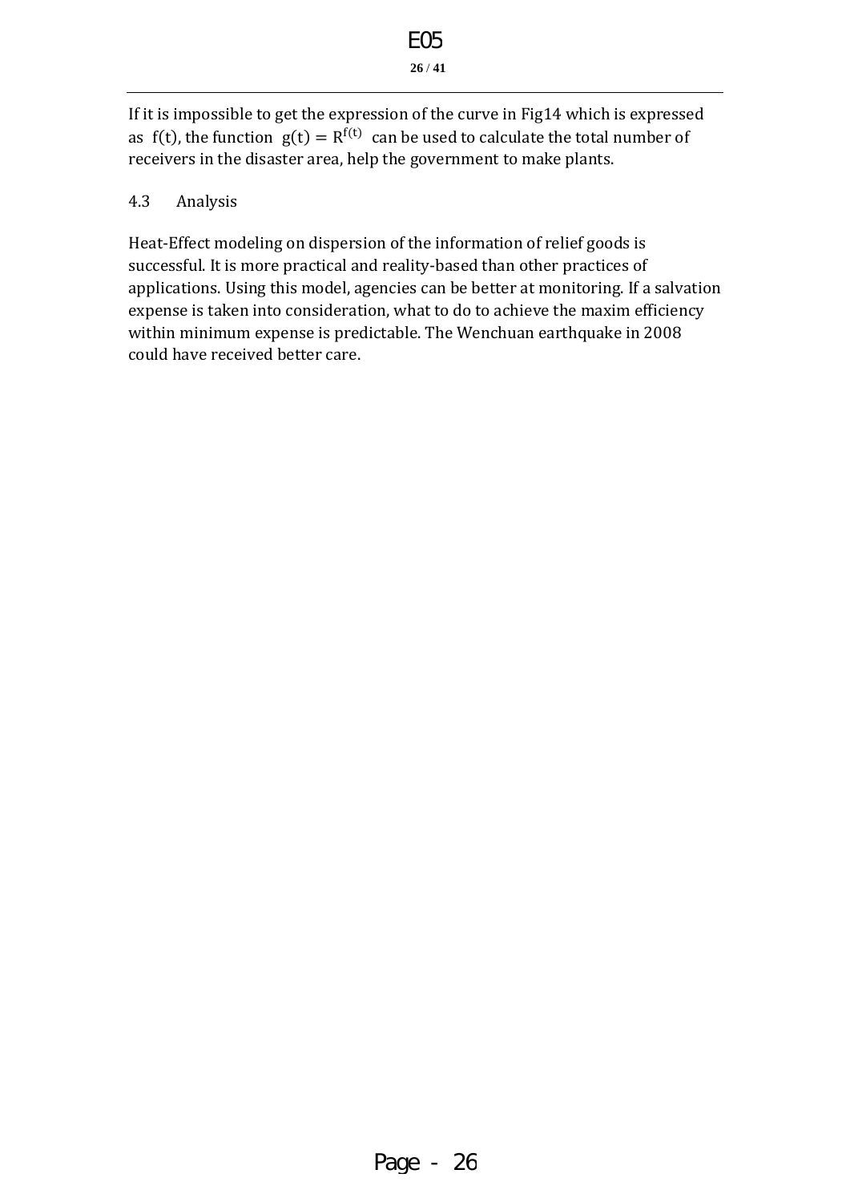If it is impossible to get the expression of the curve in Fig14 which is expressed as $f(t)$, the function $g(t) = R^{f(t)}$ can be used to calculate the total number of receivers in the disaster area, help the government to make plants.

## 4.3 Analysis

Heat-Effect modeling on dispersion of the information of relief goods is successful. It is more practical and reality-based than other practices of applications. Using this model, agencies can be better at monitoring. If a salvation expense is taken into consideration, what to do to achieve the maxim efficiency within minimum expense is predictable. The Wenchuan earthquake in 2008 could have received better care.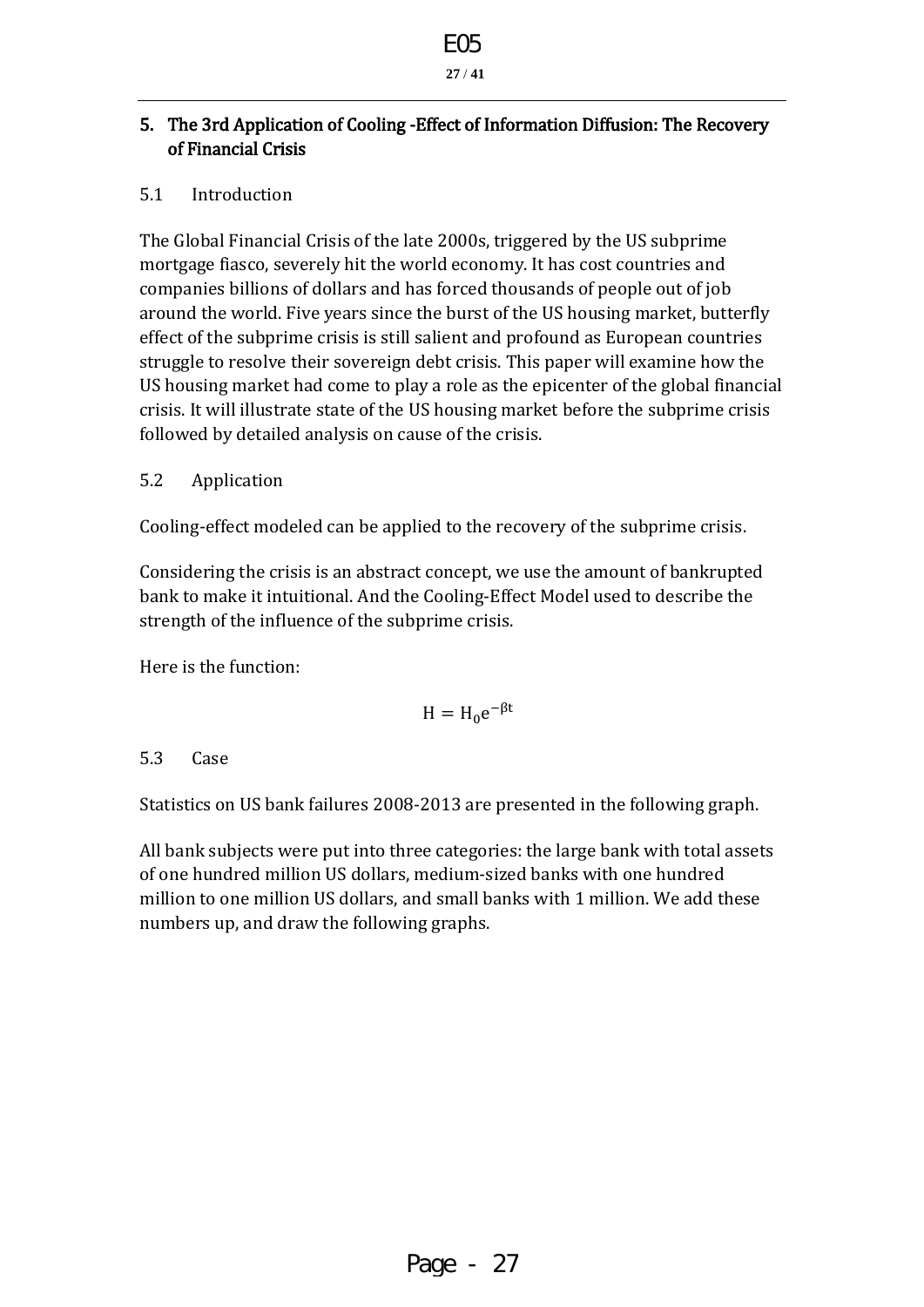## 5. The 3rd Application of Cooling -Effect of Information Diffusion: The Recovery of Financial Crisis

### 5.1 Introduction

The Global Financial Crisis of the late 2000s, triggered by the US subprime mortgage fiasco, severely hit the world economy. It has cost countries and companies billions of dollars and has forced thousands of people out of job around the world. Five years since the burst of the US housing market, butterfly effect of the subprime crisis is still salient and profound as European countries struggle to resolve their sovereign debt crisis. This paper will examine how the US housing market had come to play a role as the epicenter of the global financial crisis. It will illustrate state of the US housing market before the subprime crisis followed by detailed analysis on cause of the crisis.

### 5.2 Application

Cooling-effect modeled can be applied to the recovery of the subprime crisis.

Considering the crisis is an abstract concept, we use the amount of bankrupted bank to make it intuitional. And the Cooling-Effect Model used to describe the strength of the influence of the subprime crisis.

Here is the function:

$$H = H_0 e^{-\beta t}$$

### 5.3 Case

Statistics on US bank failures 2008-2013 are presented in the following graph.

All bank subjects were put into three categories: the large bank with total assets of one hundred million US dollars, medium-sized banks with one hundred million to one million US dollars, and small banks with 1 million. We add these numbers up, and draw the following graphs.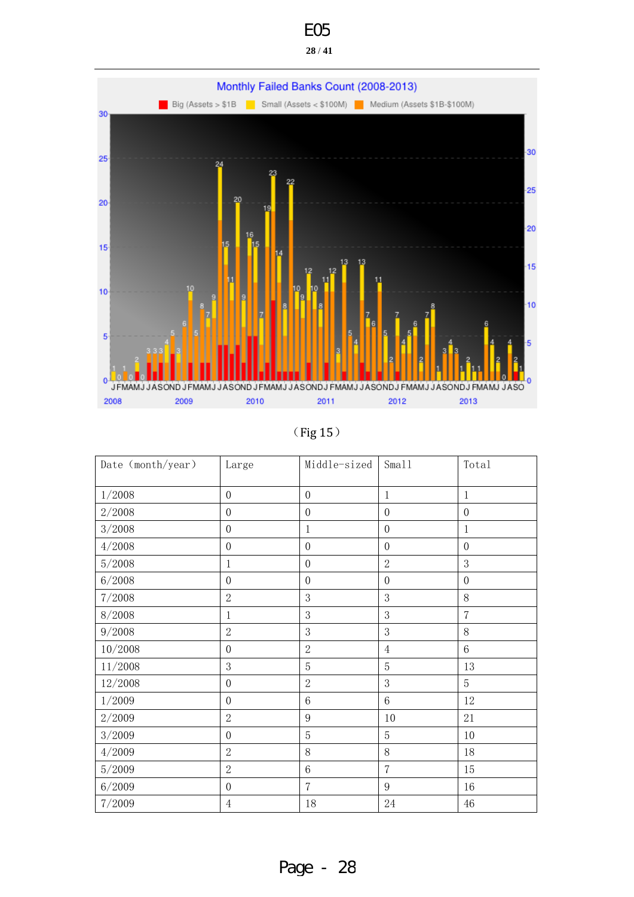（Fig 15）

| Date (month/year) | Large | Middle-sized | Small | Total |
|---|---|---|---|---|
| 1/2008 | 0 | 0 | 1 | 1 |
| 2/2008 | 0 | 0 | 0 | 0 |
| 3/2008 | 0 | 1 | 0 | 1 |
| 4/2008 | 0 | 0 | 0 | 0 |
| 5/2008 | 1 | 0 | 2 | 3 |
| 6/2008 | 0 | 0 | 0 | 0 |
| 7/2008 | 2 | 3 | 3 | 8 |
| 8/2008 | 1 | 3 | 3 | 7 |
| 9/2008 | 2 | 3 | 3 | 8 |
| 10/2008 | 0 | 2 | 4 | 6 |
| 11/2008 | 3 | 5 | 5 | 13 |
| 12/2008 | 0 | 2 | 3 | 5 |
| 1/2009 | 0 | 6 | 6 | 12 |
| 2/2009 | 2 | 9 | 10 | 21 |
| 3/2009 | 0 | 5 | 5 | 10 |
| 4/2009 | 2 | 8 | 8 | 18 |
| 5/2009 | 2 | 6 | 7 | 15 |
| 6/2009 | 0 | 7 | 9 | 16 |
| 7/2009 | 4 | 18 | 24 | 46 |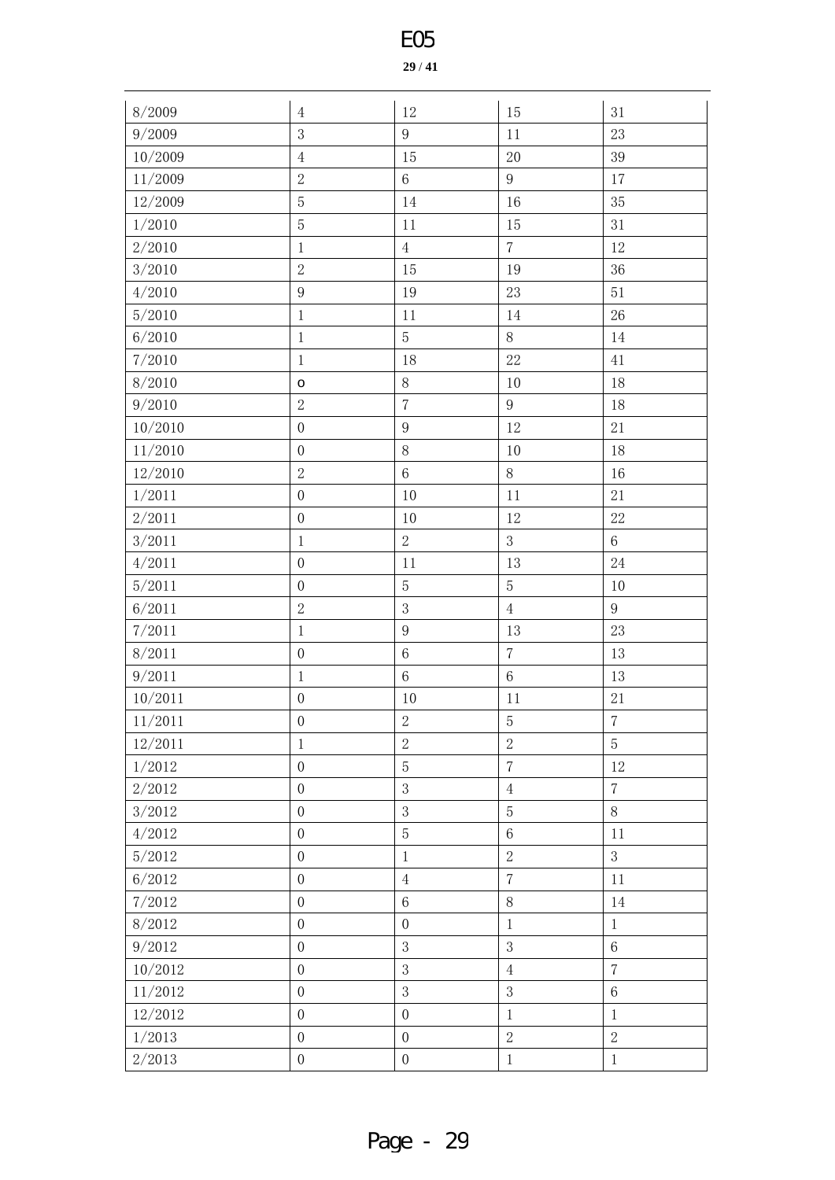| 8/2009 | 4 | 12 | 15 | 31 |
|---|---|---|---|---|
| 9/2009 | 3 | 9 | 11 | 23 |
| 10/2009 | 4 | 15 | 20 | 39 |
| 11/2009 | 2 | 6 | 9 | 17 |
| 12/2009 | 5 | 14 | 16 | 35 |
| 1/2010 | 5 | 11 | 15 | 31 |
| 2/2010 | 1 | 4 | 7 | 12 |
| 3/2010 | 2 | 15 | 19 | 36 |
| 4/2010 | 9 | 19 | 23 | 51 |
| 5/2010 | 1 | 11 | 14 | 26 |
| 6/2010 | 1 | 5 | 8 | 14 |
| 7/2010 | 1 | 18 | 22 | 41 |
| 8/2010 | o | 8 | 10 | 18 |
| 9/2010 | 2 | 7 | 9 | 18 |
| 10/2010 | 0 | 9 | 12 | 21 |
| 11/2010 | 0 | 8 | 10 | 18 |
| 12/2010 | 2 | 6 | 8 | 16 |
| 1/2011 | 0 | 10 | 11 | 21 |
| 2/2011 | 0 | 10 | 12 | 22 |
| 3/2011 | 1 | 2 | 3 | 6 |
| 4/2011 | 0 | 11 | 13 | 24 |
| 5/2011 | 0 | 5 | 5 | 10 |
| 6/2011 | 2 | 3 | 4 | 9 |
| 7/2011 | 1 | 9 | 13 | 23 |
| 8/2011 | 0 | 6 | 7 | 13 |
| 9/2011 | 1 | 6 | 6 | 13 |
| 10/2011 | 0 | 10 | 11 | 21 |
| 11/2011 | 0 | 2 | 5 | 7 |
| 12/2011 | 1 | 2 | 2 | 5 |
| 1/2012 | 0 | 5 | 7 | 12 |
| 2/2012 | 0 | 3 | 4 | 7 |
| 3/2012 | 0 | 3 | 5 | 8 |
| 4/2012 | 0 | 5 | 6 | 11 |
| 5/2012 | 0 | 1 | 2 | 3 |
| 6/2012 | 0 | 4 | 7 | 11 |
| 7/2012 | 0 | 6 | 8 | 14 |
| 8/2012 | 0 | 0 | 1 | 1 |
| 9/2012 | 0 | 3 | 3 | 6 |
| 10/2012 | 0 | 3 | 4 | 7 |
| 11/2012 | 0 | 3 | 3 | 6 |
| 12/2012 | 0 | 0 | 1 | 1 |
| 1/2013 | 0 | 0 | 2 | 2 |
| 2/2013 | 0 | 0 | 1 | 1 |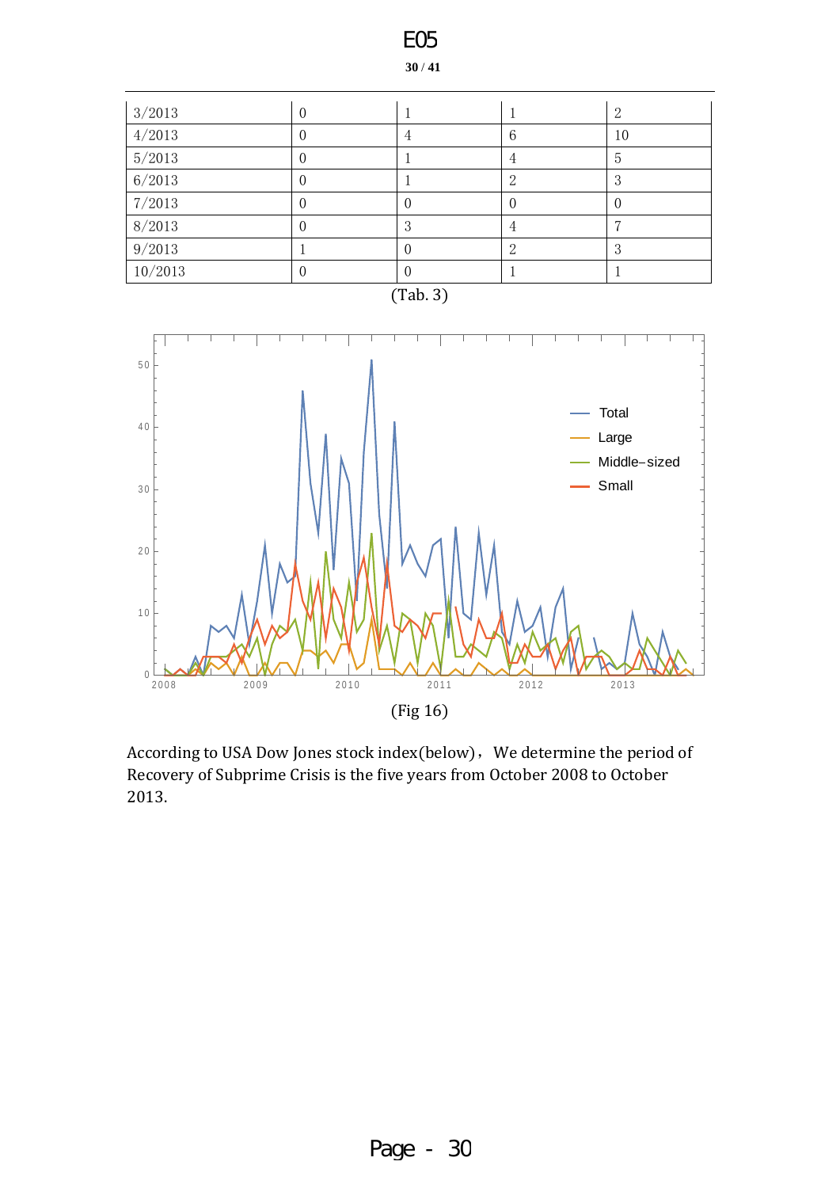| 3/2013 | 0 | 1 | 1 | 2 |
|---|---|---|---|---|
| 4/2013 | 0 | 4 | 6 | 10 |
| 5/2013 | 0 | 1 | 4 | 5 |
| 6/2013 | 0 | 1 | 2 | 3 |
| 7/2013 | 0 | 0 | 0 | 0 |
| 8/2013 | 0 | 3 | 4 | 7 |
| 9/2013 | 1 | 0 | 2 | 3 |
| 10/2013 | 0 | 0 | 1 | 1 |

(Tab. 3)

(Fig 16)

According to USA Dow Jones stock index(below)， We determine the period of Recovery of Subprime Crisis is the five years from October 2008 to October 2013.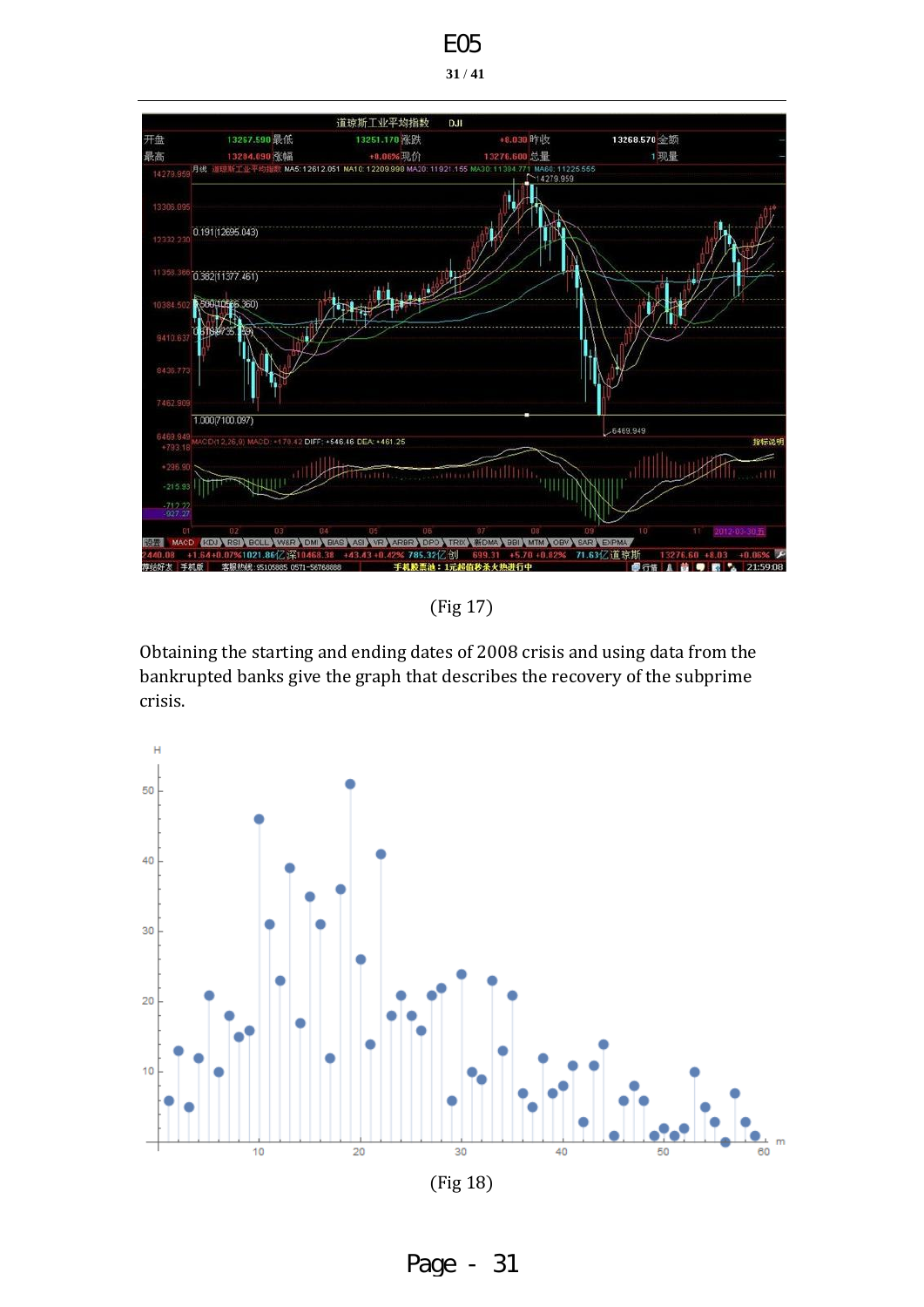(Fig 17)

Obtaining the starting and ending dates of 2008 crisis and using data from the bankrupted banks give the graph that describes the recovery of the subprime crisis.

(Fig 18)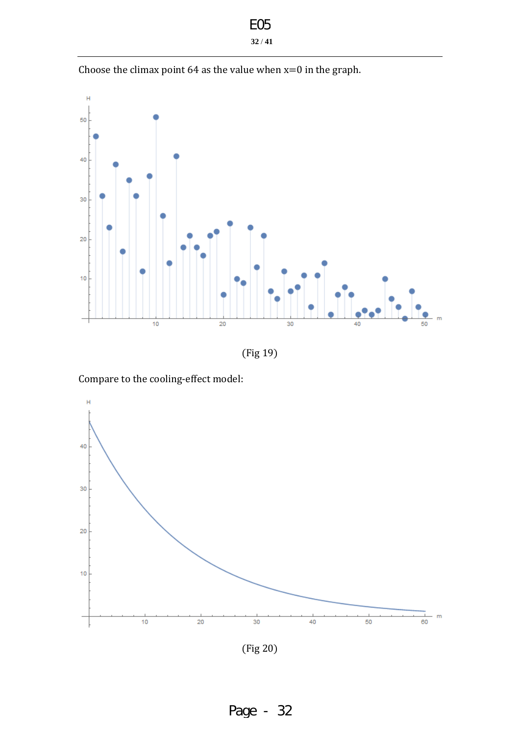Choose the climax point 64 as the value when x=0 in the graph.

(Fig 19)

Compare to the cooling-effect model:

(Fig 20)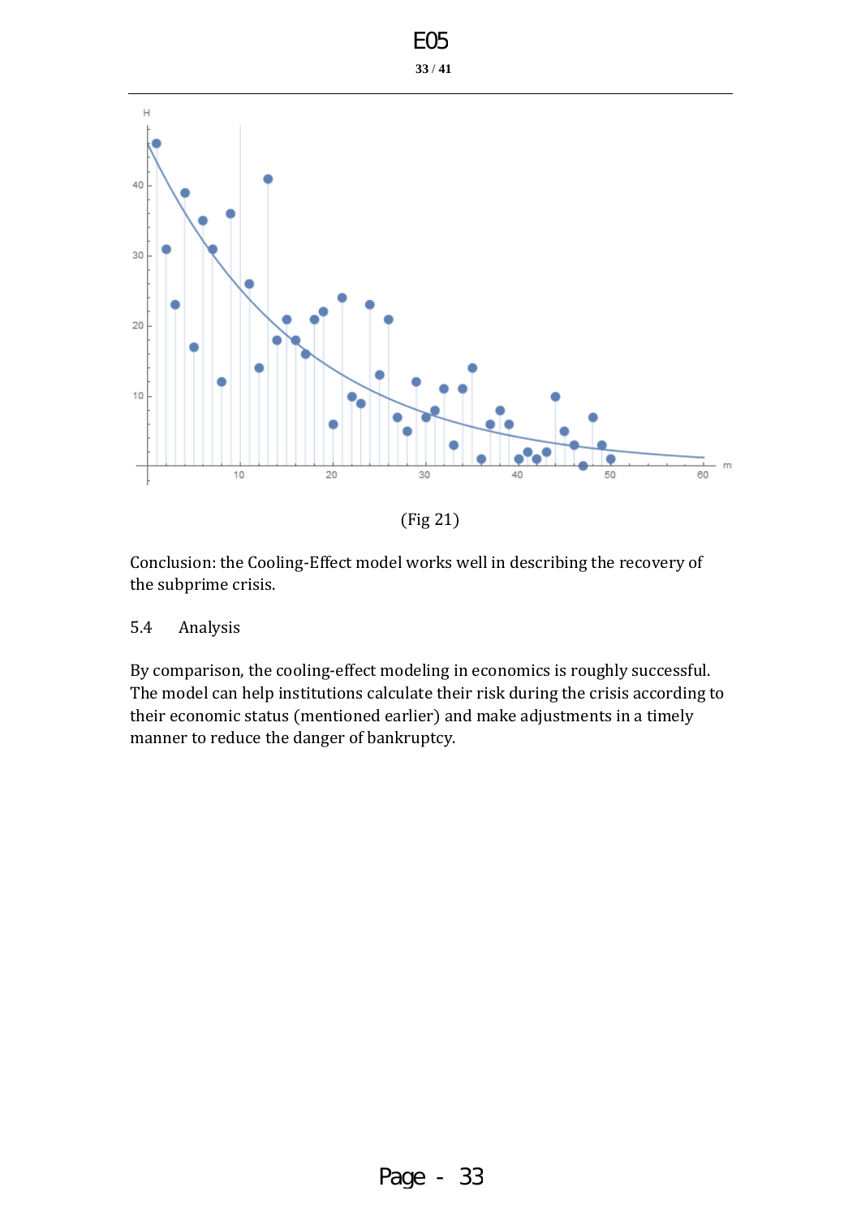(Fig 21)

Conclusion: the Cooling-Effect model works well in describing the recovery of the subprime crisis.

## 5.4 Analysis

By comparison, the cooling-effect modeling in economics is roughly successful. The model can help institutions calculate their risk during the crisis according to their economic status (mentioned earlier) and make adjustments in a timely manner to reduce the danger of bankruptcy.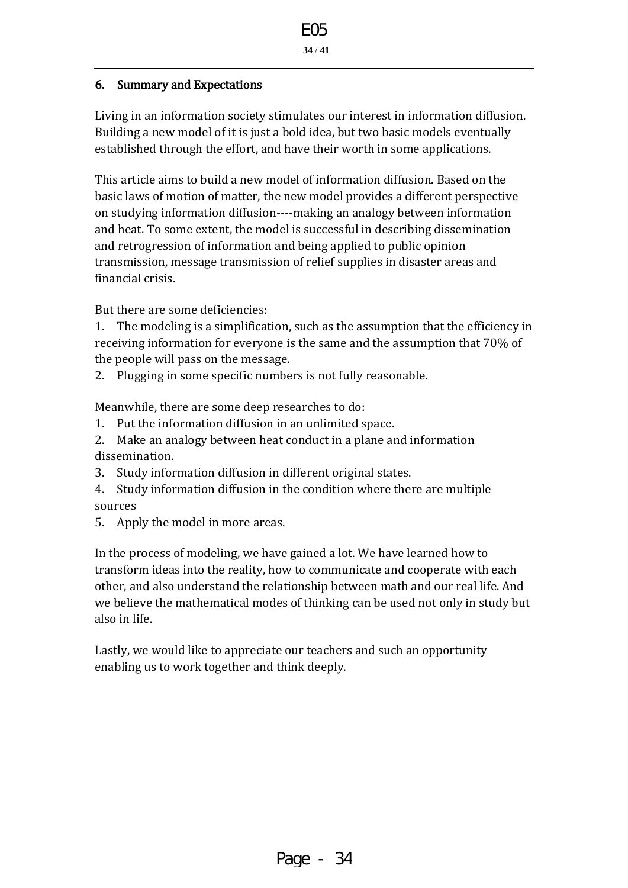## 6. Summary and Expectations

Living in an information society stimulates our interest in information diffusion. Building a new model of it is just a bold idea, but two basic models eventually established through the effort, and have their worth in some applications.

This article aims to build a new model of information diffusion. Based on the basic laws of motion of matter, the new model provides a different perspective on studying information diffusion----making an analogy between information and heat. To some extent, the model is successful in describing dissemination and retrogression of information and being applied to public opinion transmission, message transmission of relief supplies in disaster areas and financial crisis.

But there are some deficiencies:

1. The modeling is a simplification, such as the assumption that the efficiency in receiving information for everyone is the same and the assumption that 70% of the people will pass on the message.
2. Plugging in some specific numbers is not fully reasonable.

Meanwhile, there are some deep researches to do:

1. Put the information diffusion in an unlimited space.
2. Make an analogy between heat conduct in a plane and information dissemination.
3. Study information diffusion in different original states.
4. Study information diffusion in the condition where there are multiple sources
5. Apply the model in more areas.

In the process of modeling, we have gained a lot. We have learned how to transform ideas into the reality, how to communicate and cooperate with each other, and also understand the relationship between math and our real life. And we believe the mathematical modes of thinking can be used not only in study but also in life.

Lastly, we would like to appreciate our teachers and such an opportunity enabling us to work together and think deeply.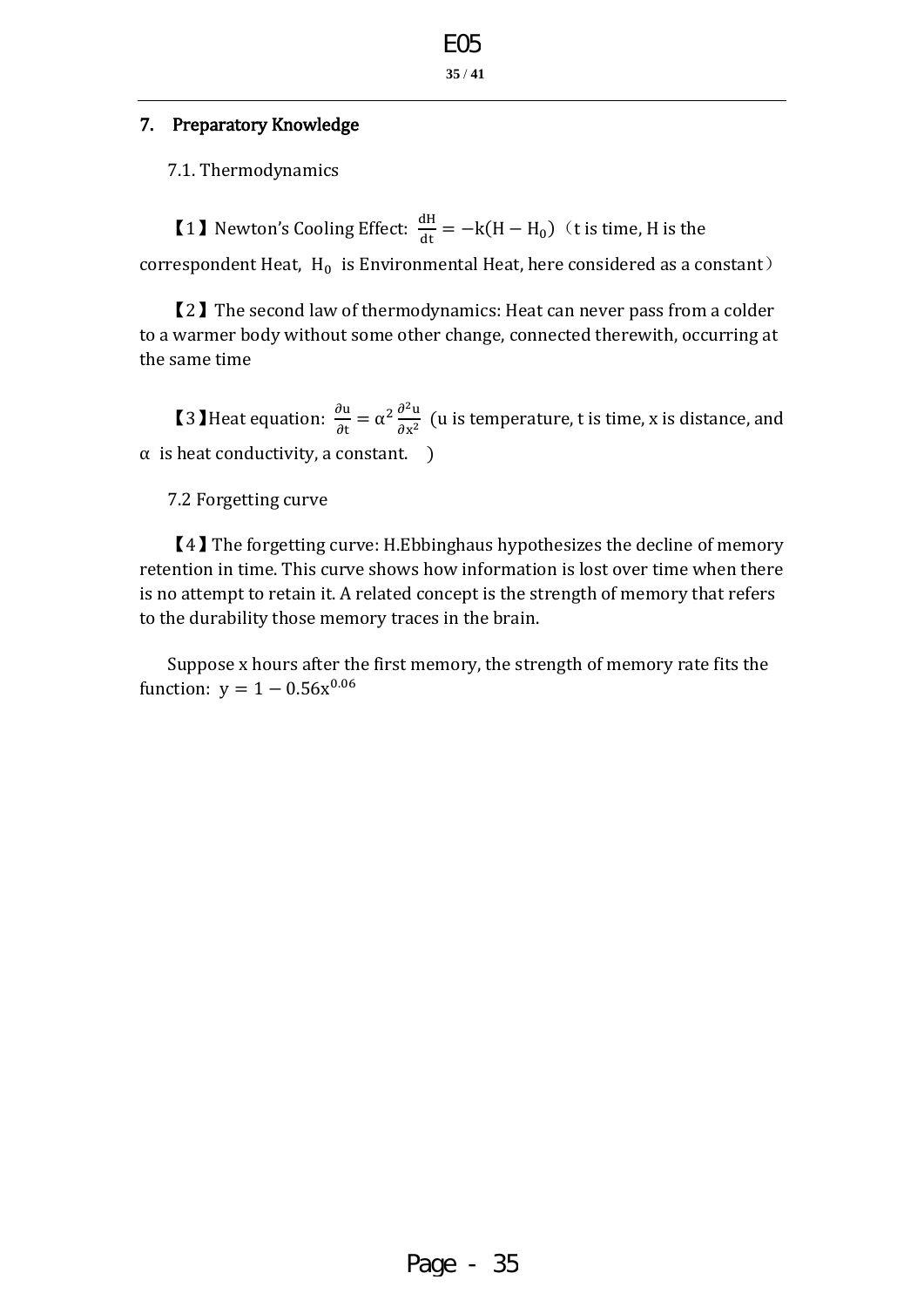## 7. Preparatory Knowledge

### 7.1. Thermodynamics

【1】Newton's Cooling Effect: $\frac{dH}{dt} = -k(H - H_0)$（t is time, H is the correspondent Heat, $H_0$ is Environmental Heat, here considered as a constant）

【2】The second law of thermodynamics: Heat can never pass from a colder to a warmer body without some other change, connected therewith, occurring at the same time

【3】Heat equation: $\frac{\partial u}{\partial t} = \alpha^2 \frac{\partial^2 u}{\partial x^2}$ (u is temperature, t is time, x is distance, and $\alpha$ is heat conductivity, a constant. )

### 7.2 Forgetting curve

【4】The forgetting curve: H.Ebbinghaus hypothesizes the decline of memory retention in time. This curve shows how information is lost over time when there is no attempt to retain it. A related concept is the strength of memory that refers to the durability those memory traces in the brain.

Suppose x hours after the first memory, the strength of memory rate fits the function: $y = 1 - 0.56x^{0.06}$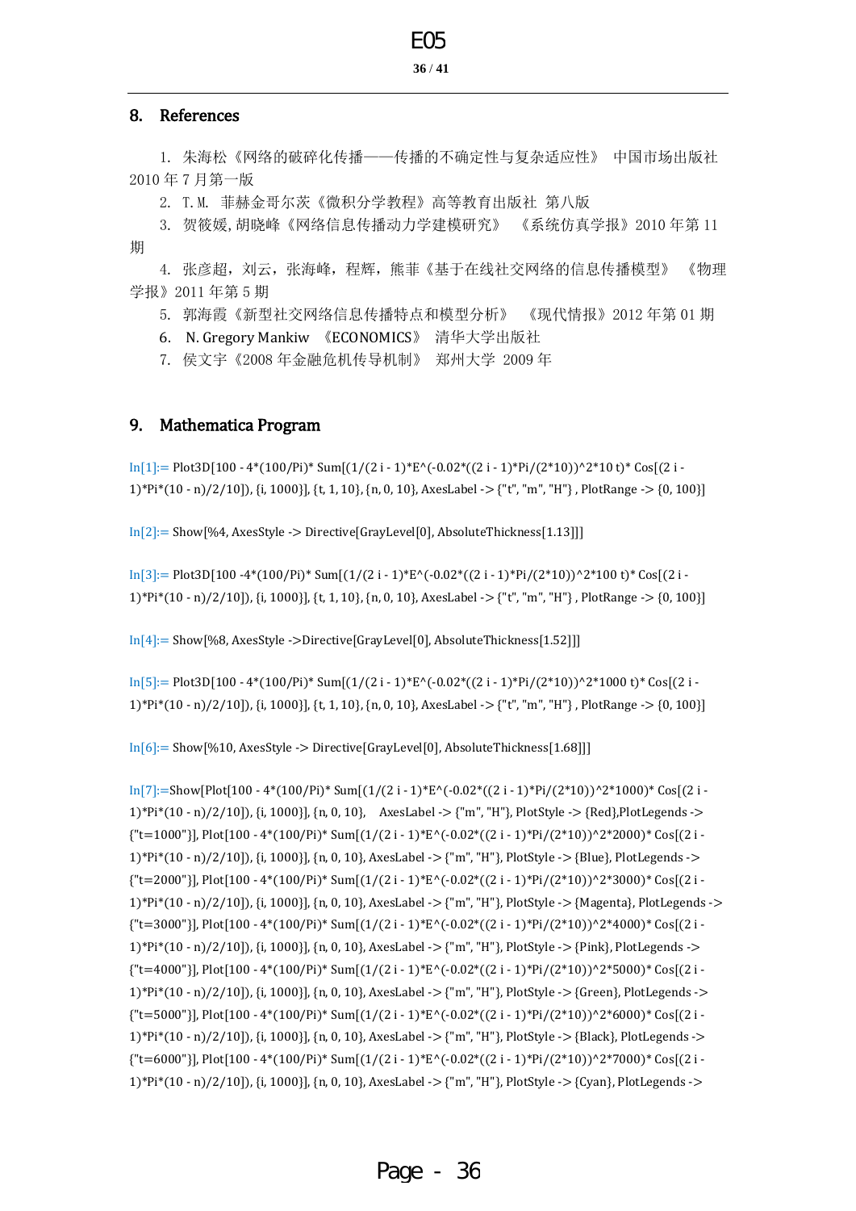## 8. References

1. 朱海松《网络的破碎化传播——传播的不确定性与复杂适应性》 中国市场出版社 2010 年 7 月第一版
2. T.M. 菲赫金哥尔茨《微积分学教程》高等教育出版社 第八版
3. 贺筱媛, 胡晓峰《网络信息传播动力学建模研究》 《系统仿真学报》2010 年第 11 期
4. 张彦超，刘云，张海峰，程辉，熊菲《基于在线社交网络的信息传播模型》 《物理学报》2011 年第 5 期
5. 郭海霞《新型社交网络信息传播特点和模型分析》 《现代情报》2012 年第 01 期
6. N. Gregory Mankiw 《ECONOMICS》 清华大学出版社
7. 侯文宇《2008 年金融危机传导机制》 郑州大学 2009 年

## 9. Mathematica Program

```
In[1]:= Plot3D[100 - 4*(100/Pi)* Sum[(1/(2 i - 1)*E^(-0.02*((2 i - 1)*Pi/(2*10))^2*10 t)* Cos[(2 i - 1)*Pi*(10 - n)/2/10]), {i, 1000}], {t, 1, 10}, {n, 0, 10}, AxesLabel -> {"t", "m", "H"} , PlotRange -> {0, 100}]

In[2]:= Show[%4, AxesStyle -> Directive[GrayLevel[0], AbsoluteThickness[1.13]]]

In[3]:= Plot3D[100 -4*(100/Pi)* Sum[(1/(2 i - 1)*E^(-0.02*((2 i - 1)*Pi/(2*10))^2*100 t)* Cos[(2 i - 1)*Pi*(10 - n)/2/10]), {i, 1000}], {t, 1, 10}, {n, 0, 10}, AxesLabel -> {"t", "m", "H"} , PlotRange -> {0, 100}]

In[4]:= Show[%8, AxesStyle ->Directive[GrayLevel[0], AbsoluteThickness[1.52]]]

In[5]:= Plot3D[100 - 4*(100/Pi)* Sum[(1/(2 i - 1)*E^(-0.02*((2 i - 1)*Pi/(2*10))^2*1000 t)* Cos[(2 i - 1)*Pi*(10 - n)/2/10]), {i, 1000}], {t, 1, 10}, {n, 0, 10}, AxesLabel -> {"t", "m", "H"} , PlotRange -> {0, 100}]

In[6]:= Show[%10, AxesStyle -> Directive[GrayLevel[0], AbsoluteThickness[1.68]]]

In[7]:=Show[Plot[100 - 4*(100/Pi)* Sum[(1/(2 i - 1)*E^(-0.02*((2 i - 1)*Pi/(2*10))^2*1000)* Cos[(2 i - 1)*Pi*(10 - n)/2/10]), {i, 1000}], {n, 0, 10},    AxesLabel -> {"m", "H"}, PlotStyle -> {Red},PlotLegends -> {"t=1000"}], Plot[100 - 4*(100/Pi)* Sum[(1/(2 i - 1)*E^(-0.02*((2 i - 1)*Pi/(2*10))^2*2000)* Cos[(2 i - 1)*Pi*(10 - n)/2/10]), {i, 1000}], {n, 0, 10}, AxesLabel -> {"m", "H"}, PlotStyle -> {Blue}, PlotLegends -> {"t=2000"}], Plot[100 - 4*(100/Pi)* Sum[(1/(2 i - 1)*E^(-0.02*((2 i - 1)*Pi/(2*10))^2*3000)* Cos[(2 i - 1)*Pi*(10 - n)/2/10]), {i, 1000}], {n, 0, 10}, AxesLabel -> {"m", "H"}, PlotStyle -> {Magenta}, PlotLegends -> {"t=3000"}], Plot[100 - 4*(100/Pi)* Sum[(1/(2 i - 1)*E^(-0.02*((2 i - 1)*Pi/(2*10))^2*4000)* Cos[(2 i - 1)*Pi*(10 - n)/2/10]), {i, 1000}], {n, 0, 10}, AxesLabel -> {"m", "H"}, PlotStyle -> {Pink}, PlotLegends -> {"t=4000"}], Plot[100 - 4*(100/Pi)* Sum[(1/(2 i - 1)*E^(-0.02*((2 i - 1)*Pi/(2*10))^2*5000)* Cos[(2 i - 1)*Pi*(10 - n)/2/10]), {i, 1000}], {n, 0, 10}, AxesLabel -> {"m", "H"}, PlotStyle -> {Green}, PlotLegends -> {"t=5000"}], Plot[100 - 4*(100/Pi)* Sum[(1/(2 i - 1)*E^(-0.02*((2 i - 1)*Pi/(2*10))^2*6000)* Cos[(2 i - 1)*Pi*(10 - n)/2/10]), {i, 1000}], {n, 0, 10}, AxesLabel -> {"m", "H"}, PlotStyle -> {Black}, PlotLegends -> {"t=6000"}], Plot[100 - 4*(100/Pi)* Sum[(1/(2 i - 1)*E^(-0.02*((2 i - 1)*Pi/(2*10))^2*7000)* Cos[(2 i - 1)*Pi*(10 - n)/2/10]), {i, 1000}], {n, 0, 10}, AxesLabel -> {"m", "H"}, PlotStyle -> {Cyan}, PlotLegends ->
```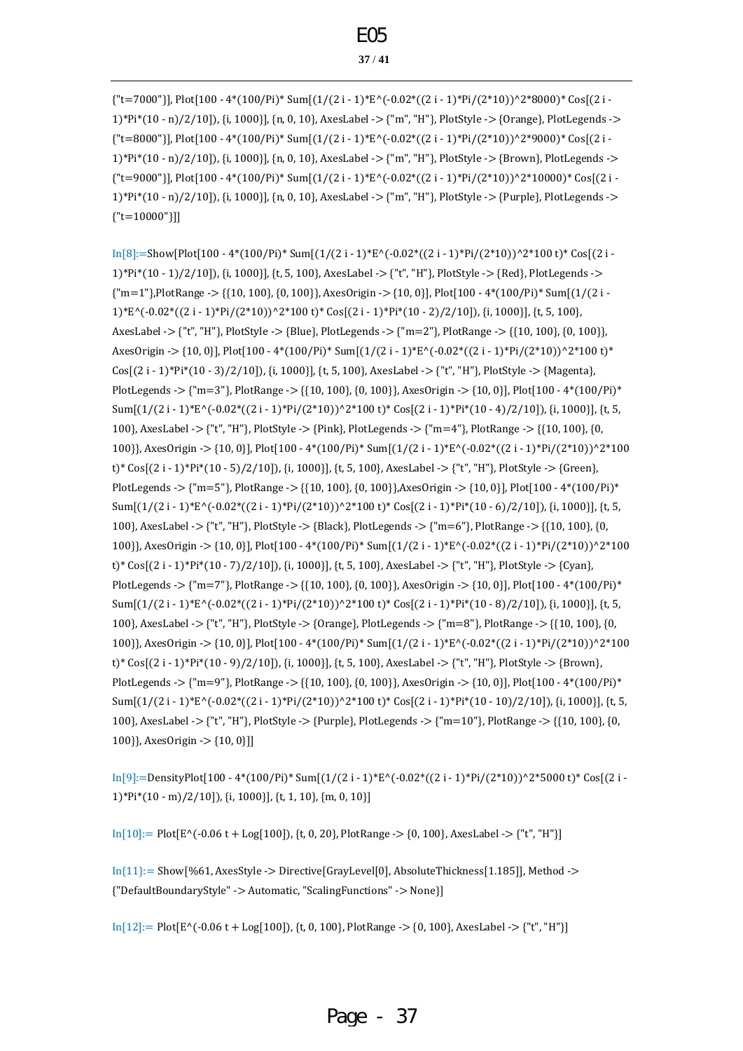{"t=7000"}], Plot[100 - 4*(100/Pi)* Sum[(1/(2 i - 1)*E^(-0.02*((2 i - 1)*Pi/(2*10))^2*8000)* Cos[(2 i - 1)*Pi*(10 - n)/2/10]), {i, 1000}], {n, 0, 10}, AxesLabel -> {"m", "H"}, PlotStyle -> {Orange}, PlotLegends -> {"t=8000"}], Plot[100 - 4*(100/Pi)* Sum[(1/(2 i - 1)*E^(-0.02*((2 i - 1)*Pi/(2*10))^2*9000)* Cos[(2 i - 1)*Pi*(10 - n)/2/10]), {i, 1000}], {n, 0, 10}, AxesLabel -> {"m", "H"}, PlotStyle -> {Brown}, PlotLegends -> {"t=9000"}], Plot[100 - 4*(100/Pi)* Sum[(1/(2 i - 1)*E^(-0.02*((2 i - 1)*Pi/(2*10))^2*10000)* Cos[(2 i - 1)*Pi*(10 - n)/2/10]), {i, 1000}], {n, 0, 10}, AxesLabel -> {"m", "H"}, PlotStyle -> {Purple}, PlotLegends -> {"t=10000"}]]

In[8]:=Show[Plot[100 - 4*(100/Pi)* Sum[(1/(2 i - 1)*E^(-0.02*((2 i - 1)*Pi/(2*10))^2*100 t)* Cos[(2 i - 1)*Pi*(10 - 1)/2/10]), {i, 1000}], {t, 5, 100}, AxesLabel -> {"t", "H"}, PlotStyle -> {Red}, PlotLegends -> {"m=1"},PlotRange -> {{10, 100}, {0, 100}}, AxesOrigin -> {10, 0}], Plot[100 - 4*(100/Pi)* Sum[(1/(2 i - 1)*E^(-0.02*((2 i - 1)*Pi/(2*10))^2*100 t)* Cos[(2 i - 1)*Pi*(10 - 2)/2/10]), {i, 1000}], {t, 5, 100}, AxesLabel -> {"t", "H"}, PlotStyle -> {Blue}, PlotLegends -> {"m=2"}, PlotRange -> {{10, 100}, {0, 100}}, AxesOrigin -> {10, 0}], Plot[100 - 4*(100/Pi)* Sum[(1/(2 i - 1)*E^(-0.02*((2 i - 1)*Pi/(2*10))^2*100 t)* Cos[(2 i - 1)*Pi*(10 - 3)/2/10]), {i, 1000}], {t, 5, 100}, AxesLabel -> {"t", "H"}, PlotStyle -> {Magenta}, PlotLegends -> {"m=3"}, PlotRange -> {{10, 100}, {0, 100}}, AxesOrigin -> {10, 0}], Plot[100 - 4*(100/Pi)* Sum[(1/(2 i - 1)*E^(-0.02*((2 i - 1)*Pi/(2*10))^2*100 t)* Cos[(2 i - 1)*Pi*(10 - 4)/2/10]), {i, 1000}], {t, 5, 100}, AxesLabel -> {"t", "H"}, PlotStyle -> {Pink}, PlotLegends -> {"m=4"}, PlotRange -> {{10, 100}, {0, 100}}, AxesOrigin -> {10, 0}], Plot[100 - 4*(100/Pi)* Sum[(1/(2 i - 1)*E^(-0.02*((2 i - 1)*Pi/(2*10))^2*100 t)* Cos[(2 i - 1)*Pi*(10 - 5)/2/10]), {i, 1000}], {t, 5, 100}, AxesLabel -> {"t", "H"}, PlotStyle -> {Green}, PlotLegends -> {"m=5"}, PlotRange -> {{10, 100}, {0, 100}},AxesOrigin -> {10, 0}], Plot[100 - 4*(100/Pi)* Sum[(1/(2 i - 1)*E^(-0.02*((2 i - 1)*Pi/(2*10))^2*100 t)* Cos[(2 i - 1)*Pi*(10 - 6)/2/10]), {i, 1000}], {t, 5, 100}, AxesLabel -> {"t", "H"}, PlotStyle -> {Black}, PlotLegends -> {"m=6"}, PlotRange -> {{10, 100}, {0, 100}}, AxesOrigin -> {10, 0}], Plot[100 - 4*(100/Pi)* Sum[(1/(2 i - 1)*E^(-0.02*((2 i - 1)*Pi/(2*10))^2*100 t)* Cos[(2 i - 1)*Pi*(10 - 7)/2/10]), {i, 1000}], {t, 5, 100}, AxesLabel -> {"t", "H"}, PlotStyle -> {Cyan}, PlotLegends -> {"m=7"}, PlotRange -> {{10, 100}, {0, 100}}, AxesOrigin -> {10, 0}], Plot[100 - 4*(100/Pi)* Sum[(1/(2 i - 1)*E^(-0.02*((2 i - 1)*Pi/(2*10))^2*100 t)* Cos[(2 i - 1)*Pi*(10 - 8)/2/10]), {i, 1000}], {t, 5, 100}, AxesLabel -> {"t", "H"}, PlotStyle -> {Orange}, PlotLegends -> {"m=8"}, PlotRange -> {{10, 100}, {0, 100}}, AxesOrigin -> {10, 0}], Plot[100 - 4*(100/Pi)* Sum[(1/(2 i - 1)*E^(-0.02*((2 i - 1)*Pi/(2*10))^2*100 t)* Cos[(2 i - 1)*Pi*(10 - 9)/2/10]), {i, 1000}], {t, 5, 100}, AxesLabel -> {"t", "H"}, PlotStyle -> {Brown}, PlotLegends -> {"m=9"}, PlotRange -> {{10, 100}, {0, 100}}, AxesOrigin -> {10, 0}], Plot[100 - 4*(100/Pi)* Sum[(1/(2 i - 1)*E^(-0.02*((2 i - 1)*Pi/(2*10))^2*100 t)* Cos[(2 i - 1)*Pi*(10 - 10)/2/10]), {i, 1000}], {t, 5, 100}, AxesLabel -> {"t", "H"}, PlotStyle -> {Purple}, PlotLegends -> {"m=10"}, PlotRange -> {{10, 100}, {0, 100}}, AxesOrigin -> {10, 0}]]

In[9]:=DensityPlot[100 - 4*(100/Pi)* Sum[(1/(2 i - 1)*E^(-0.02*((2 i - 1)*Pi/(2*10))^2*5000 t)* Cos[(2 i - 1)*Pi*(10 - m)/2/10]), {i, 1000}], {t, 1, 10}, {m, 0, 10}]

In[10]:= Plot[E^(-0.06 t + Log[100]), {t, 0, 20}, PlotRange -> {0, 100}, AxesLabel -> {"t", "H"}]

In{11}:= Show[%61, AxesStyle -> Directive[GrayLevel[0], AbsoluteThickness[1.185]], Method -> {"DefaultBoundaryStyle" -> Automatic, "ScalingFunctions" -> None}]

In[12]:= Plot[E^(-0.06 t + Log[100]), {t, 0, 100}, PlotRange -> {0, 100}, AxesLabel -> {"t", "H"}]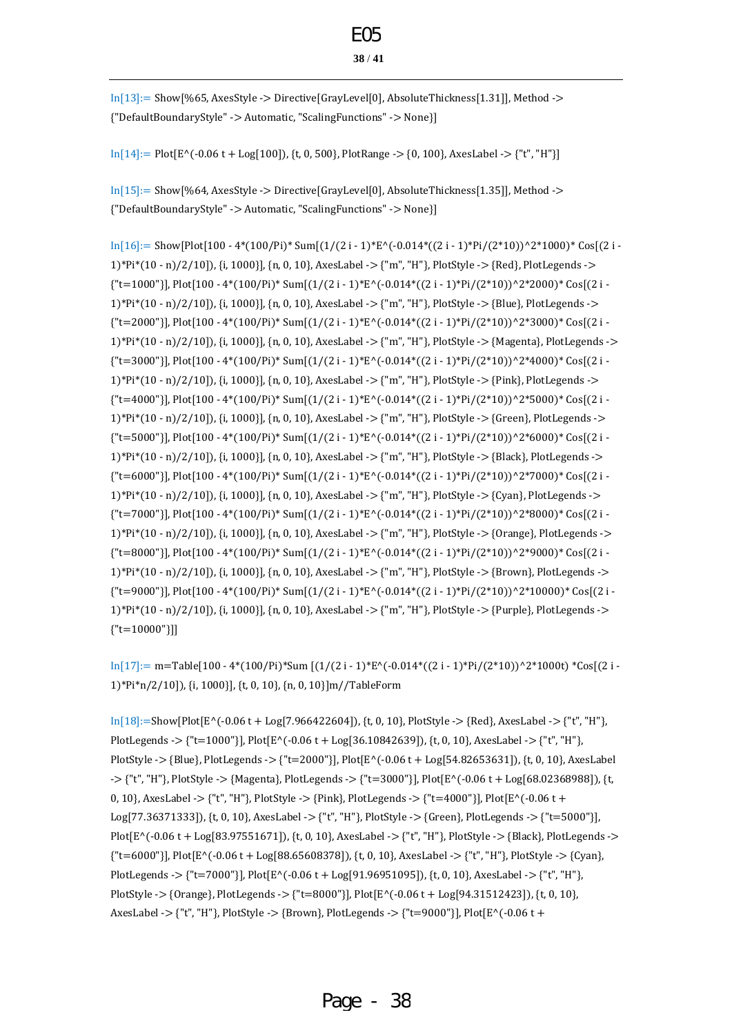In[13]:= Show[%65, AxesStyle -> Directive[GrayLevel[0], AbsoluteThickness[1.31]], Method -> {"DefaultBoundaryStyle" -> Automatic, "ScalingFunctions" -> None}]

In[14]:= Plot[E^(-0.06 t + Log[100]), {t, 0, 500}, PlotRange -> {0, 100}, AxesLabel -> {"t", "H"}]

In[15]:= Show[%64, AxesStyle -> Directive[GrayLevel[0], AbsoluteThickness[1.35]], Method -> {"DefaultBoundaryStyle" -> Automatic, "ScalingFunctions" -> None}]

In[16]:= Show[Plot[100 - 4*(100/Pi)* Sum[(1/(2 i - 1)*E^(-0.014*((2 i - 1)*Pi/(2*10))^2*1000)* Cos[(2 i - 1)*Pi*(10 - n)/2/10]), {i, 1000}], {n, 0, 10}, AxesLabel -> {"m", "H"}, PlotStyle -> {Red}, PlotLegends -> {"t=1000"}], Plot[100 - 4*(100/Pi)* Sum[(1/(2 i - 1)*E^(-0.014*((2 i - 1)*Pi/(2*10))^2*2000)* Cos[(2 i - 1)*Pi*(10 - n)/2/10]), {i, 1000}], {n, 0, 10}, AxesLabel -> {"m", "H"}, PlotStyle -> {Blue}, PlotLegends -> {"t=2000"}], Plot[100 - 4*(100/Pi)* Sum[(1/(2 i - 1)*E^(-0.014*((2 i - 1)*Pi/(2*10))^2*3000)* Cos[(2 i - 1)*Pi*(10 - n)/2/10]), {i, 1000}], {n, 0, 10}, AxesLabel -> {"m", "H"}, PlotStyle -> {Magenta}, PlotLegends -> {"t=3000"}], Plot[100 - 4*(100/Pi)* Sum[(1/(2 i - 1)*E^(-0.014*((2 i - 1)*Pi/(2*10))^2*4000)* Cos[(2 i - 1)*Pi*(10 - n)/2/10]), {i, 1000}], {n, 0, 10}, AxesLabel -> {"m", "H"}, PlotStyle -> {Pink}, PlotLegends -> {"t=4000"}], Plot[100 - 4*(100/Pi)* Sum[(1/(2 i - 1)*E^(-0.014*((2 i - 1)*Pi/(2*10))^2*5000)* Cos[(2 i - 1)*Pi*(10 - n)/2/10]), {i, 1000}], {n, 0, 10}, AxesLabel -> {"m", "H"}, PlotStyle -> {Green}, PlotLegends -> {"t=5000"}], Plot[100 - 4*(100/Pi)* Sum[(1/(2 i - 1)*E^(-0.014*((2 i - 1)*Pi/(2*10))^2*6000)* Cos[(2 i - 1)*Pi*(10 - n)/2/10]), {i, 1000}], {n, 0, 10}, AxesLabel -> {"m", "H"}, PlotStyle -> {Black}, PlotLegends -> {"t=6000"}], Plot[100 - 4*(100/Pi)* Sum[(1/(2 i - 1)*E^(-0.014*((2 i - 1)*Pi/(2*10))^2*7000)* Cos[(2 i - 1)*Pi*(10 - n)/2/10]), {i, 1000}], {n, 0, 10}, AxesLabel -> {"m", "H"}, PlotStyle -> {Cyan}, PlotLegends -> {"t=7000"}], Plot[100 - 4*(100/Pi)* Sum[(1/(2 i - 1)*E^(-0.014*((2 i - 1)*Pi/(2*10))^2*8000)* Cos[(2 i - 1)*Pi*(10 - n)/2/10]), {i, 1000}], {n, 0, 10}, AxesLabel -> {"m", "H"}, PlotStyle -> {Orange}, PlotLegends -> {"t=8000"}], Plot[100 - 4*(100/Pi)* Sum[(1/(2 i - 1)*E^(-0.014*((2 i - 1)*Pi/(2*10))^2*9000)* Cos[(2 i - 1)*Pi*(10 - n)/2/10]), {i, 1000}], {n, 0, 10}, AxesLabel -> {"m", "H"}, PlotStyle -> {Brown}, PlotLegends -> {"t=9000"}], Plot[100 - 4*(100/Pi)* Sum[(1/(2 i - 1)*E^(-0.014*((2 i - 1)*Pi/(2*10))^2*10000)* Cos[(2 i - 1)*Pi*(10 - n)/2/10]), {i, 1000}], {n, 0, 10}, AxesLabel -> {"m", "H"}, PlotStyle -> {Purple}, PlotLegends -> {"t=10000"}]]

In[17]:= m=Table[100 - 4*(100/Pi)*Sum [(1/(2 i - 1)*E^(-0.014*((2 i - 1)*Pi/(2*10))^2*1000t) *Cos[(2 i - 1)*Pi*n/2/10]), {i, 1000}], {t, 0, 10}, {n, 0, 10}]m//TableForm

In[18]:=Show[Plot[E^(-0.06 t + Log[7.966422604]), {t, 0, 10}, PlotStyle -> {Red}, AxesLabel -> {"t", "H"}, PlotLegends -> {"t=1000"}], Plot[E^(-0.06 t + Log[36.10842639]), {t, 0, 10}, AxesLabel -> {"t", "H"}, PlotStyle -> {Blue}, PlotLegends -> {"t=2000"}], Plot[E^(-0.06 t + Log[54.82653631]), {t, 0, 10}, AxesLabel -> {"t", "H"}, PlotStyle -> {Magenta}, PlotLegends -> {"t=3000"}], Plot[E^(-0.06 t + Log[68.02368988]), {t, 0, 10}, AxesLabel -> {"t", "H"}, PlotStyle -> {Pink}, PlotLegends -> {"t=4000"}], Plot[E^(-0.06 t + Log[77.36371333]), {t, 0, 10}, AxesLabel -> {"t", "H"}, PlotStyle -> {Green}, PlotLegends -> {"t=5000"}], Plot[E^(-0.06 t + Log[83.97551671]), {t, 0, 10}, AxesLabel -> {"t", "H"}, PlotStyle -> {Black}, PlotLegends -> {"t=6000"}], Plot[E^(-0.06 t + Log[88.65608378]), {t, 0, 10}, AxesLabel -> {"t", "H"}, PlotStyle -> {Cyan}, PlotLegends -> {"t=7000"}], Plot[E^(-0.06 t + Log[91.96951095]), {t, 0, 10}, AxesLabel -> {"t", "H"}, PlotStyle -> {Orange}, PlotLegends -> {"t=8000"}], Plot[E^(-0.06 t + Log[94.31512423]), {t, 0, 10}, AxesLabel -> {"t", "H"}, PlotStyle -> {Brown}, PlotLegends -> {"t=9000"}], Plot[E^(-0.06 t +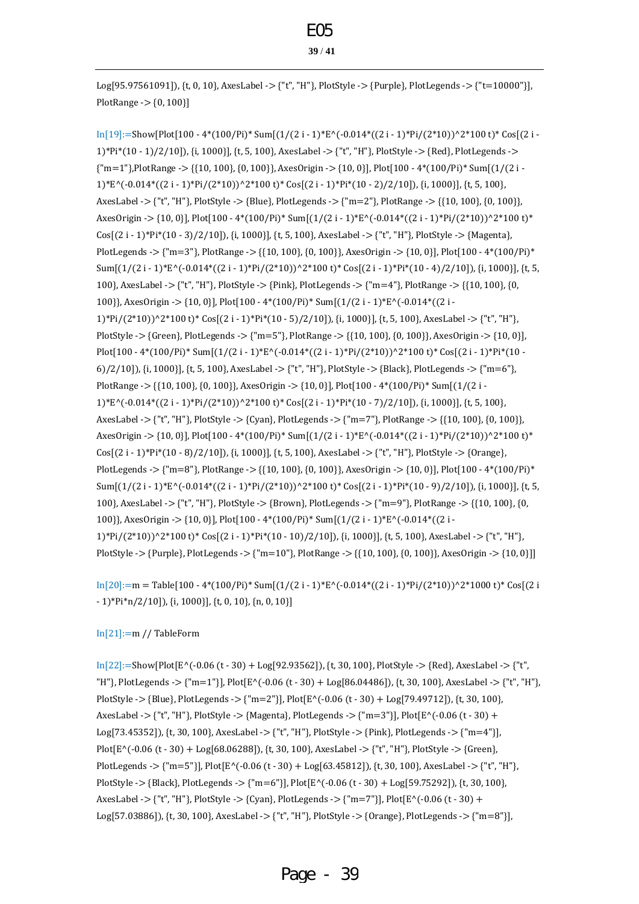Log[95.97561091]), {t, 0, 10}, AxesLabel -> {"t", "H"}, PlotStyle -> {Purple}, PlotLegends -> {"t=10000"}], PlotRange -> {0, 100}]

In[19]:=Show[Plot[100 - 4*(100/Pi)* Sum[(1/(2 i - 1)*E^(-0.014*((2 i - 1)*Pi/(2*10))^2*100 t)* Cos[(2 i - 1)*Pi*(10 - 1)/2/10]), {i, 1000}], {t, 5, 100}, AxesLabel -> {"t", "H"}, PlotStyle -> {Red}, PlotLegends -> {"m=1"},PlotRange -> {{10, 100}, {0, 100}}, AxesOrigin -> {10, 0}], Plot[100 - 4*(100/Pi)* Sum[(1/(2 i - 1)*E^(-0.014*((2 i - 1)*Pi/(2*10))^2*100 t)* Cos[(2 i - 1)*Pi*(10 - 2)/2/10]), {i, 1000}], {t, 5, 100}, AxesLabel -> {"t", "H"}, PlotStyle -> {Blue}, PlotLegends -> {"m=2"}, PlotRange -> {{10, 100}, {0, 100}}, AxesOrigin -> {10, 0}], Plot[100 - 4*(100/Pi)* Sum[(1/(2 i - 1)*E^(-0.014*((2 i - 1)*Pi/(2*10))^2*100 t)* Cos[(2 i - 1)*Pi*(10 - 3)/2/10]), {i, 1000}], {t, 5, 100}, AxesLabel -> {"t", "H"}, PlotStyle -> {Magenta}, PlotLegends -> {"m=3"}, PlotRange -> {{10, 100}, {0, 100}}, AxesOrigin -> {10, 0}], Plot[100 - 4*(100/Pi)* Sum[(1/(2 i - 1)*E^(-0.014*((2 i - 1)*Pi/(2*10))^2*100 t)* Cos[(2 i - 1)*Pi*(10 - 4)/2/10]), {i, 1000}], {t, 5, 100}, AxesLabel -> {"t", "H"}, PlotStyle -> {Pink}, PlotLegends -> {"m=4"}, PlotRange -> {{10, 100}, {0, 100}}, AxesOrigin -> {10, 0}], Plot[100 - 4*(100/Pi)* Sum[(1/(2 i - 1)*E^(-0.014*((2 i - 1)*Pi/(2*10))^2*100 t)* Cos[(2 i - 1)*Pi*(10 - 5)/2/10]), {i, 1000}], {t, 5, 100}, AxesLabel -> {"t", "H"}, PlotStyle -> {Green}, PlotLegends -> {"m=5"}, PlotRange -> {{10, 100}, {0, 100}}, AxesOrigin -> {10, 0}], Plot[100 - 4*(100/Pi)* Sum[(1/(2 i - 1)*E^(-0.014*((2 i - 1)*Pi/(2*10))^2*100 t)* Cos[(2 i - 1)*Pi*(10 - 6)/2/10]), {i, 1000}], {t, 5, 100}, AxesLabel -> {"t", "H"}, PlotStyle -> {Black}, PlotLegends -> {"m=6"}, PlotRange -> {{10, 100}, {0, 100}}, AxesOrigin -> {10, 0}], Plot[100 - 4*(100/Pi)* Sum[(1/(2 i - 1)*E^(-0.014*((2 i - 1)*Pi/(2*10))^2*100 t)* Cos[(2 i - 1)*Pi*(10 - 7)/2/10]), {i, 1000}], {t, 5, 100}, AxesLabel -> {"t", "H"}, PlotStyle -> {Cyan}, PlotLegends -> {"m=7"}, PlotRange -> {{10, 100}, {0, 100}}, AxesOrigin -> {10, 0}], Plot[100 - 4*(100/Pi)* Sum[(1/(2 i - 1)*E^(-0.014*((2 i - 1)*Pi/(2*10))^2*100 t)* Cos[(2 i - 1)*Pi*(10 - 8)/2/10]), {i, 1000}], {t, 5, 100}, AxesLabel -> {"t", "H"}, PlotStyle -> {Orange}, PlotLegends -> {"m=8"}, PlotRange -> {{10, 100}, {0, 100}}, AxesOrigin -> {10, 0}], Plot[100 - 4*(100/Pi)* Sum[(1/(2 i - 1)*E^(-0.014*((2 i - 1)*Pi/(2*10))^2*100 t)* Cos[(2 i - 1)*Pi*(10 - 9)/2/10]), {i, 1000}], {t, 5, 100}, AxesLabel -> {"t", "H"}, PlotStyle -> {Brown}, PlotLegends -> {"m=9"}, PlotRange -> {{10, 100}, {0, 100}}, AxesOrigin -> {10, 0}], Plot[100 - 4*(100/Pi)* Sum[(1/(2 i - 1)*E^(-0.014*((2 i - 1)*Pi/(2*10))^2*100 t)* Cos[(2 i - 1)*Pi*(10 - 10)/2/10]), {i, 1000}], {t, 5, 100}, AxesLabel -> {"t", "H"}, PlotStyle -> {Purple}, PlotLegends -> {"m=10"}, PlotRange -> {{10, 100}, {0, 100}}, AxesOrigin -> {10, 0}]]

In[20]:=m = Table[100 - 4*(100/Pi)* Sum[(1/(2 i - 1)*E^(-0.014*((2 i - 1)*Pi/(2*10))^2*1000 t)* Cos[(2 i - 1)*Pi*n/2/10]), {i, 1000}], {t, 0, 10}, {n, 0, 10}]

In[21]:=m // TableForm

In[22]:=Show[Plot[E^(-0.06 (t - 30) + Log[92.93562]), {t, 30, 100}, PlotStyle -> {Red}, AxesLabel -> {"t", "H"}, PlotLegends -> {"m=1"}], Plot[E^(-0.06 (t - 30) + Log[86.04486]), {t, 30, 100}, AxesLabel -> {"t", "H"}, PlotStyle -> {Blue}, PlotLegends -> {"m=2"}], Plot[E^(-0.06 (t - 30) + Log[79.49712]), {t, 30, 100}, AxesLabel -> {"t", "H"}, PlotStyle -> {Magenta}, PlotLegends -> {"m=3"}], Plot[E^(-0.06 (t - 30) + Log[73.45352]), {t, 30, 100}, AxesLabel -> {"t", "H"}, PlotStyle -> {Pink}, PlotLegends -> {"m=4"}], Plot[E^(-0.06 (t - 30) + Log[68.06288]), {t, 30, 100}, AxesLabel -> {"t", "H"}, PlotStyle -> {Green}, PlotLegends -> {"m=5"}], Plot[E^(-0.06 (t - 30) + Log[63.45812]), {t, 30, 100}, AxesLabel -> {"t", "H"}, PlotStyle -> {Black}, PlotLegends -> {"m=6"}], Plot[E^(-0.06 (t - 30) + Log[59.75292]), {t, 30, 100}, AxesLabel -> {"t", "H"}, PlotStyle -> {Cyan}, PlotLegends -> {"m=7"}], Plot[E^(-0.06 (t - 30) + Log[57.03886]), {t, 30, 100}, AxesLabel -> {"t", "H"}, PlotStyle -> {Orange}, PlotLegends -> {"m=8"}],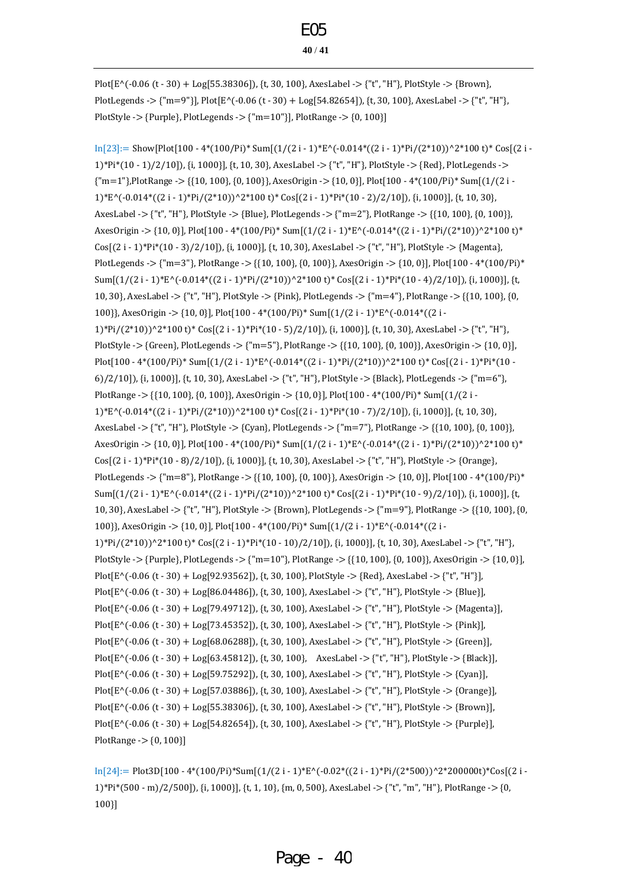```
Plot[E^(-0.06 (t - 30) + Log[55.38306]), {t, 30, 100}, AxesLabel -> {"t", "H"}, PlotStyle -> {Brown}, PlotLegends -> {"m=9"}], Plot[E^(-0.06 (t - 30) + Log[54.82654]), {t, 30, 100}, AxesLabel -> {"t", "H"}, PlotStyle -> {Purple}, PlotLegends -> {"m=10"}], PlotRange -> {0, 100}]
```

```
In[23]:= Show[Plot[100 - 4*(100/Pi)* Sum[(1/(2 i - 1)*E^(-0.014*((2 i - 1)*Pi/(2*10))^2*100 t)* Cos[(2 i - 1)*Pi*(10 - 1)/2/10]), {i, 1000}], {t, 10, 30}, AxesLabel -> {"t", "H"}, PlotStyle -> {Red}, PlotLegends -> {"m=1"},PlotRange -> {{10, 100}, {0, 100}}, AxesOrigin -> {10, 0}], Plot[100 - 4*(100/Pi)* Sum[(1/(2 i - 1)*E^(-0.014*((2 i - 1)*Pi/(2*10))^2*100 t)* Cos[(2 i - 1)*Pi*(10 - 2)/2/10]), {i, 1000}], {t, 10, 30}, AxesLabel -> {"t", "H"}, PlotStyle -> {Blue}, PlotLegends -> {"m=2"}, PlotRange -> {{10, 100}, {0, 100}}, AxesOrigin -> {10, 0}], Plot[100 - 4*(100/Pi)* Sum[(1/(2 i - 1)*E^(-0.014*((2 i - 1)*Pi/(2*10))^2*100 t)* Cos[(2 i - 1)*Pi*(10 - 3)/2/10]), {i, 1000}], {t, 10, 30}, AxesLabel -> {"t", "H"}, PlotStyle -> {Magenta}, PlotLegends -> {"m=3"}, PlotRange -> {{10, 100}, {0, 100}}, AxesOrigin -> {10, 0}], Plot[100 - 4*(100/Pi)* Sum[(1/(2 i - 1)*E^(-0.014*((2 i - 1)*Pi/(2*10))^2*100 t)* Cos[(2 i - 1)*Pi*(10 - 4)/2/10]), {i, 1000}], {t, 10, 30}, AxesLabel -> {"t", "H"}, PlotStyle -> {Pink}, PlotLegends -> {"m=4"}, PlotRange -> {{10, 100}, {0, 100}}, AxesOrigin -> {10, 0}], Plot[100 - 4*(100/Pi)* Sum[(1/(2 i - 1)*E^(-0.014*((2 i - 1)*Pi/(2*10))^2*100 t)* Cos[(2 i - 1)*Pi*(10 - 5)/2/10]), {i, 1000}], {t, 10, 30}, AxesLabel -> {"t", "H"}, PlotStyle -> {Green}, PlotLegends -> {"m=5"}, PlotRange -> {{10, 100}, {0, 100}}, AxesOrigin -> {10, 0}], Plot[100 - 4*(100/Pi)* Sum[(1/(2 i - 1)*E^(-0.014*((2 i - 1)*Pi/(2*10))^2*100 t)* Cos[(2 i - 1)*Pi*(10 - 6)/2/10]), {i, 1000}], {t, 10, 30}, AxesLabel -> {"t", "H"}, PlotStyle -> {Black}, PlotLegends -> {"m=6"}, PlotRange -> {{10, 100}, {0, 100}}, AxesOrigin -> {10, 0}], Plot[100 - 4*(100/Pi)* Sum[(1/(2 i - 1)*E^(-0.014*((2 i - 1)*Pi/(2*10))^2*100 t)* Cos[(2 i - 1)*Pi*(10 - 7)/2/10]), {i, 1000}], {t, 10, 30}, AxesLabel -> {"t", "H"}, PlotStyle -> {Cyan}, PlotLegends -> {"m=7"}, PlotRange -> {{10, 100}, {0, 100}}, AxesOrigin -> {10, 0}], Plot[100 - 4*(100/Pi)* Sum[(1/(2 i - 1)*E^(-0.014*((2 i - 1)*Pi/(2*10))^2*100 t)* Cos[(2 i - 1)*Pi*(10 - 8)/2/10]), {i, 1000}], {t, 10, 30}, AxesLabel -> {"t", "H"}, PlotStyle -> {Orange}, PlotLegends -> {"m=8"}, PlotRange -> {{10, 100}, {0, 100}}, AxesOrigin -> {10, 0}], Plot[100 - 4*(100/Pi)* Sum[(1/(2 i - 1)*E^(-0.014*((2 i - 1)*Pi/(2*10))^2*100 t)* Cos[(2 i - 1)*Pi*(10 - 9)/2/10]), {i, 1000}], {t, 10, 30}, AxesLabel -> {"t", "H"}, PlotStyle -> {Brown}, PlotLegends -> {"m=9"}, PlotRange -> {{10, 100}, {0, 100}}, AxesOrigin -> {10, 0}], Plot[100 - 4*(100/Pi)* Sum[(1/(2 i - 1)*E^(-0.014*((2 i - 1)*Pi/(2*10))^2*100 t)* Cos[(2 i - 1)*Pi*(10 - 10)/2/10]), {i, 1000}], {t, 10, 30}, AxesLabel -> {"t", "H"}, PlotStyle -> {Purple}, PlotLegends -> {"m=10"}, PlotRange -> {{10, 100}, {0, 100}}, AxesOrigin -> {10, 0}], Plot[E^(-0.06 (t - 30) + Log[92.93562]), {t, 30, 100}, PlotStyle -> {Red}, AxesLabel -> {"t", "H"}], Plot[E^(-0.06 (t - 30) + Log[86.04486]), {t, 30, 100}, AxesLabel -> {"t", "H"}, PlotStyle -> {Blue}], Plot[E^(-0.06 (t - 30) + Log[79.49712]), {t, 30, 100}, AxesLabel -> {"t", "H"}, PlotStyle -> {Magenta}], Plot[E^(-0.06 (t - 30) + Log[73.45352]), {t, 30, 100}, AxesLabel -> {"t", "H"}, PlotStyle -> {Pink}], Plot[E^(-0.06 (t - 30) + Log[68.06288]), {t, 30, 100}, AxesLabel -> {"t", "H"}, PlotStyle -> {Green}], Plot[E^(-0.06 (t - 30) + Log[63.45812]), {t, 30, 100},   AxesLabel -> {"t", "H"}, PlotStyle -> {Black}], Plot[E^(-0.06 (t - 30) + Log[59.75292]), {t, 30, 100}, AxesLabel -> {"t", "H"}, PlotStyle -> {Cyan}], Plot[E^(-0.06 (t - 30) + Log[57.03886]), {t, 30, 100}, AxesLabel -> {"t", "H"}, PlotStyle -> {Orange}], Plot[E^(-0.06 (t - 30) + Log[55.38306]), {t, 30, 100}, AxesLabel -> {"t", "H"}, PlotStyle -> {Brown}], Plot[E^(-0.06 (t - 30) + Log[54.82654]), {t, 30, 100}, AxesLabel -> {"t", "H"}, PlotStyle -> {Purple}], PlotRange -> {0, 100}]
```

```
In[24]:= Plot3D[100 - 4*(100/Pi)*Sum[(1/(2 i - 1)*E^(-0.02*((2 i - 1)*Pi/(2*500))^2*200000t)*Cos[(2 i - 1)*Pi*(500 - m)/2/500]), {i, 1000}], {t, 1, 10}, {m, 0, 500}, AxesLabel -> {"t", "m", "H"}, PlotRange -> {0, 100}]
```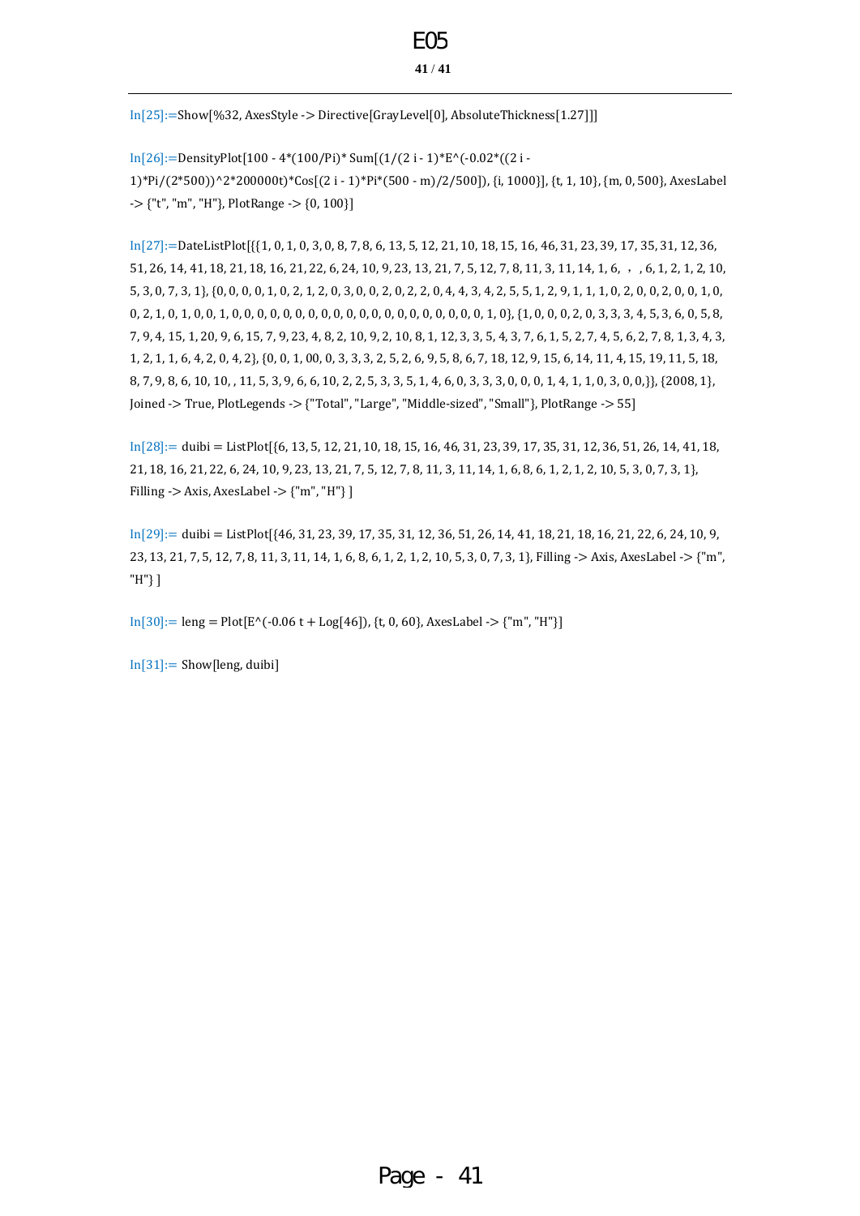In[25]:=Show[%32, AxesStyle -> Directive[GrayLevel[0], AbsoluteThickness[1.27]]]

In[26]:=DensityPlot[100 - 4*(100/Pi)* Sum[(1/(2 i - 1)*E^(-0.02*((2 i - 1)*Pi/(2*500))^2*200000t)*Cos[(2 i - 1)*Pi*(500 - m)/2/500]), {i, 1000}], {t, 1, 10}, {m, 0, 500}, AxesLabel -> {"t", "m", "H"}, PlotRange -> {0, 100}]

In[27]:=DateListPlot[{{1, 0, 1, 0, 3, 0, 8, 7, 8, 6, 13, 5, 12, 21, 10, 18, 15, 16, 46, 31, 23, 39, 17, 35, 31, 12, 36, 51, 26, 14, 41, 18, 21, 18, 16, 21, 22, 6, 24, 10, 9, 23, 13, 21, 7, 5, 12, 7, 8, 11, 3, 11, 14, 1, 6, ， , 6, 1, 2, 1, 2, 10, 5, 3, 0, 7, 3, 1}, {0, 0, 0, 0, 1, 0, 2, 1, 2, 0, 3, 0, 0, 2, 0, 2, 2, 0, 4, 4, 3, 4, 2, 5, 5, 1, 2, 9, 1, 1, 1, 0, 2, 0, 0, 2, 0, 0, 1, 0, 0, 2, 1, 0, 1, 0, 0, 1, 0, 0, 0, 0, 0, 0, 0, 0, 0, 0, 0, 0, 0, 0, 0, 0, 0, 0, 0, 1, 0}, {1, 0, 0, 0, 2, 0, 3, 3, 3, 4, 5, 3, 6, 0, 5, 8, 7, 9, 4, 15, 1, 20, 9, 6, 15, 7, 9, 23, 4, 8, 2, 10, 9, 2, 10, 8, 1, 12, 3, 3, 5, 4, 3, 7, 6, 1, 5, 2, 7, 4, 5, 6, 2, 7, 8, 1, 3, 4, 3, 1, 2, 1, 1, 6, 4, 2, 0, 4, 2}, {0, 0, 1, 00, 0, 3, 3, 3, 2, 5, 2, 6, 9, 5, 8, 6, 7, 18, 12, 9, 15, 6, 14, 11, 4, 15, 19, 11, 5, 18, 8, 7, 9, 8, 6, 10, 10, , 11, 5, 3, 9, 6, 6, 10, 2, 2, 5, 3, 3, 5, 1, 4, 6, 0, 3, 3, 3, 0, 0, 0, 1, 4, 1, 1, 0, 3, 0, 0,}}, {2008, 1}, Joined -> True, PlotLegends -> {"Total", "Large", "Middle-sized", "Small"}, PlotRange -> 55]

In[28]:= duibi = ListPlot[{6, 13, 5, 12, 21, 10, 18, 15, 16, 46, 31, 23, 39, 17, 35, 31, 12, 36, 51, 26, 14, 41, 18, 21, 18, 16, 21, 22, 6, 24, 10, 9, 23, 13, 21, 7, 5, 12, 7, 8, 11, 3, 11, 14, 1, 6, 8, 6, 1, 2, 1, 2, 10, 5, 3, 0, 7, 3, 1}, Filling -> Axis, AxesLabel -> {"m", "H"} ]

In[29]:= duibi = ListPlot[{46, 31, 23, 39, 17, 35, 31, 12, 36, 51, 26, 14, 41, 18, 21, 18, 16, 21, 22, 6, 24, 10, 9, 23, 13, 21, 7, 5, 12, 7, 8, 11, 3, 11, 14, 1, 6, 8, 6, 1, 2, 1, 2, 10, 5, 3, 0, 7, 3, 1}, Filling -> Axis, AxesLabel -> {"m", "H"} ]

In[30]:= leng = Plot[E^(-0.06 t + Log[46]), {t, 0, 60}, AxesLabel -> {"m", "H"}]

In[31]:= Show[leng, duibi]